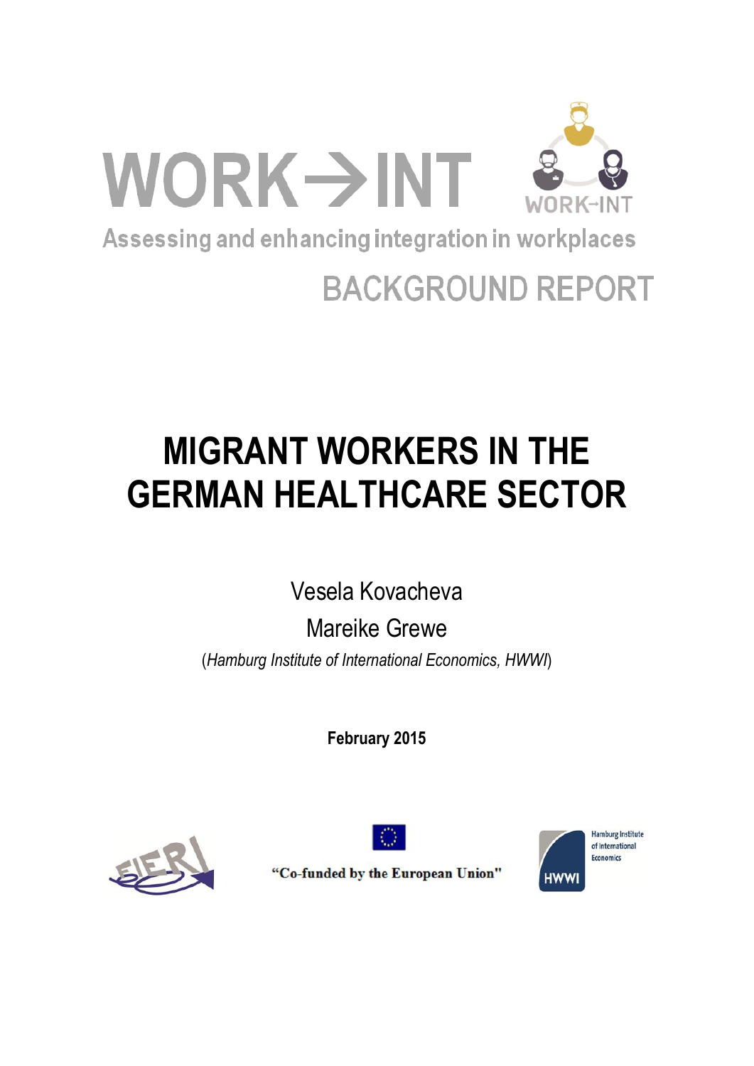WORK→INT

WORK-INT

Assessing and enhancing integration in workplaces

BACKGROUND REPORT

# MIGRANT WORKERS IN THE GERMAN HEALTHCARE SECTOR

Vesela Kovacheva

Mareike Grewe

(*Hamburg Institute of International Economics, HWWI*)

**February 2015**

FIERI

"Co-funded by the European Union"

Hamburg Institute of International Economics

HWWI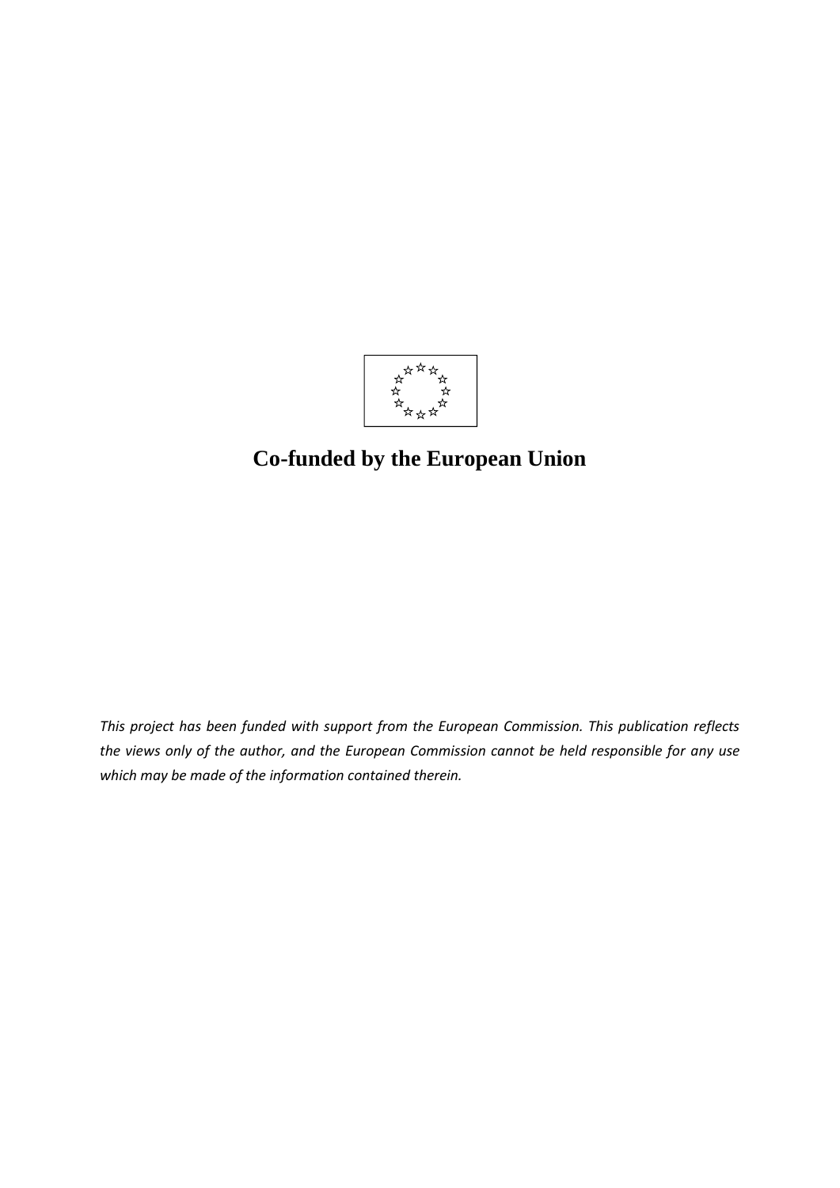**Co-funded by the European Union**

*This project has been funded with support from the European Commission. This publication reflects the views only of the author, and the European Commission cannot be held responsible for any use which may be made of the information contained therein.*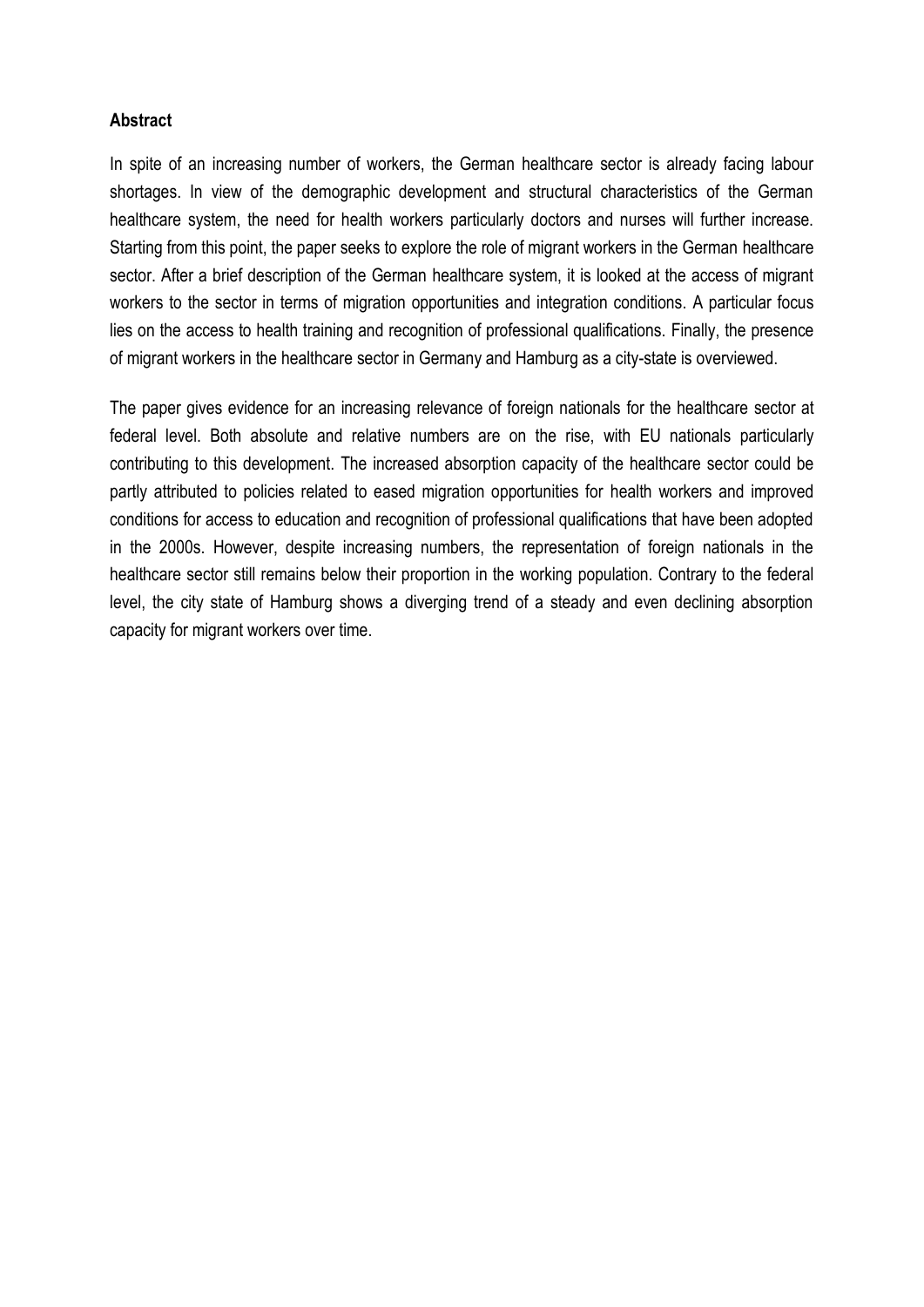**Abstract**

In spite of an increasing number of workers, the German healthcare sector is already facing labour shortages. In view of the demographic development and structural characteristics of the German healthcare system, the need for health workers particularly doctors and nurses will further increase. Starting from this point, the paper seeks to explore the role of migrant workers in the German healthcare sector. After a brief description of the German healthcare system, it is looked at the access of migrant workers to the sector in terms of migration opportunities and integration conditions. A particular focus lies on the access to health training and recognition of professional qualifications. Finally, the presence of migrant workers in the healthcare sector in Germany and Hamburg as a city-state is overviewed.

The paper gives evidence for an increasing relevance of foreign nationals for the healthcare sector at federal level. Both absolute and relative numbers are on the rise, with EU nationals particularly contributing to this development. The increased absorption capacity of the healthcare sector could be partly attributed to policies related to eased migration opportunities for health workers and improved conditions for access to education and recognition of professional qualifications that have been adopted in the 2000s. However, despite increasing numbers, the representation of foreign nationals in the healthcare sector still remains below their proportion in the working population. Contrary to the federal level, the city state of Hamburg shows a diverging trend of a steady and even declining absorption capacity for migrant workers over time.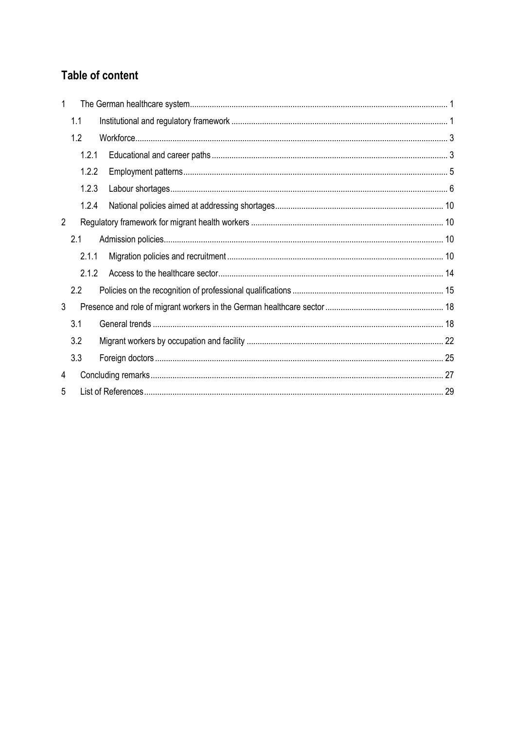## Table of content

1 The German healthcare system ..... 1
 1.1 Institutional and regulatory framework ..... 1
 1.2 Workforce ..... 3
  1.2.1 Educational and career paths ..... 3
  1.2.2 Employment patterns ..... 5
  1.2.3 Labour shortages ..... 6
  1.2.4 National policies aimed at addressing shortages ..... 10
2 Regulatory framework for migrant health workers ..... 10
 2.1 Admission policies ..... 10
  2.1.1 Migration policies and recruitment ..... 10
  2.1.2 Access to the healthcare sector ..... 14
 2.2 Policies on the recognition of professional qualifications ..... 15
3 Presence and role of migrant workers in the German healthcare sector ..... 18
 3.1 General trends ..... 18
 3.2 Migrant workers by occupation and facility ..... 22
 3.3 Foreign doctors ..... 25
4 Concluding remarks ..... 27
5 List of References ..... 29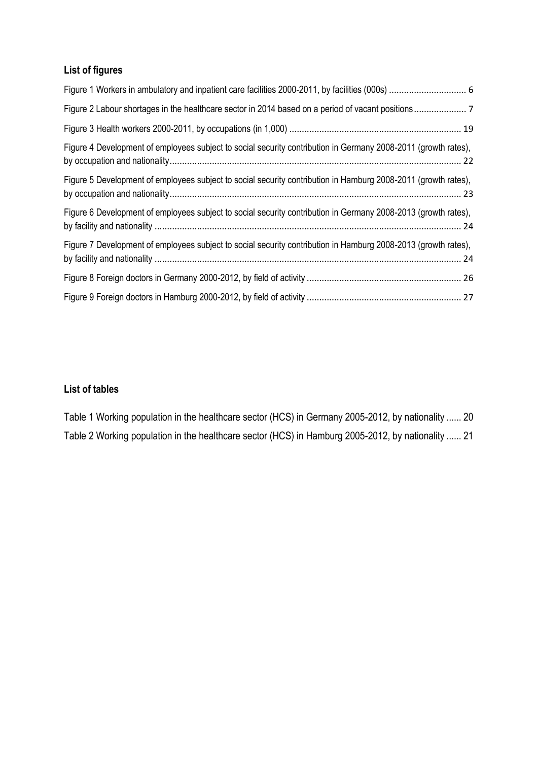## List of figures

Figure 1 Workers in ambulatory and inpatient care facilities 2000-2011, by facilities (000s) ............................... 6

Figure 2 Labour shortages in the healthcare sector in 2014 based on a period of vacant positions..................... 7

Figure 3 Health workers 2000-2011, by occupations (in 1,000) .................................................................... 19

Figure 4 Development of employees subject to social security contribution in Germany 2008-2011 (growth rates), by occupation and nationality.................................................................................................................... 22

Figure 5 Development of employees subject to social security contribution in Hamburg 2008-2011 (growth rates), by occupation and nationality.................................................................................................................... 23

Figure 6 Development of employees subject to social security contribution in Germany 2008-2013 (growth rates), by facility and nationality .......................................................................................................................... 24

Figure 7 Development of employees subject to social security contribution in Hamburg 2008-2013 (growth rates), by facility and nationality .......................................................................................................................... 24

Figure 8 Foreign doctors in Germany 2000-2012, by field of activity ............................................................. 26

Figure 9 Foreign doctors in Hamburg 2000-2012, by field of activity ............................................................. 27

## List of tables

Table 1 Working population in the healthcare sector (HCS) in Germany 2005-2012, by nationality ...... 20

Table 2 Working population in the healthcare sector (HCS) in Hamburg 2005-2012, by nationality ...... 21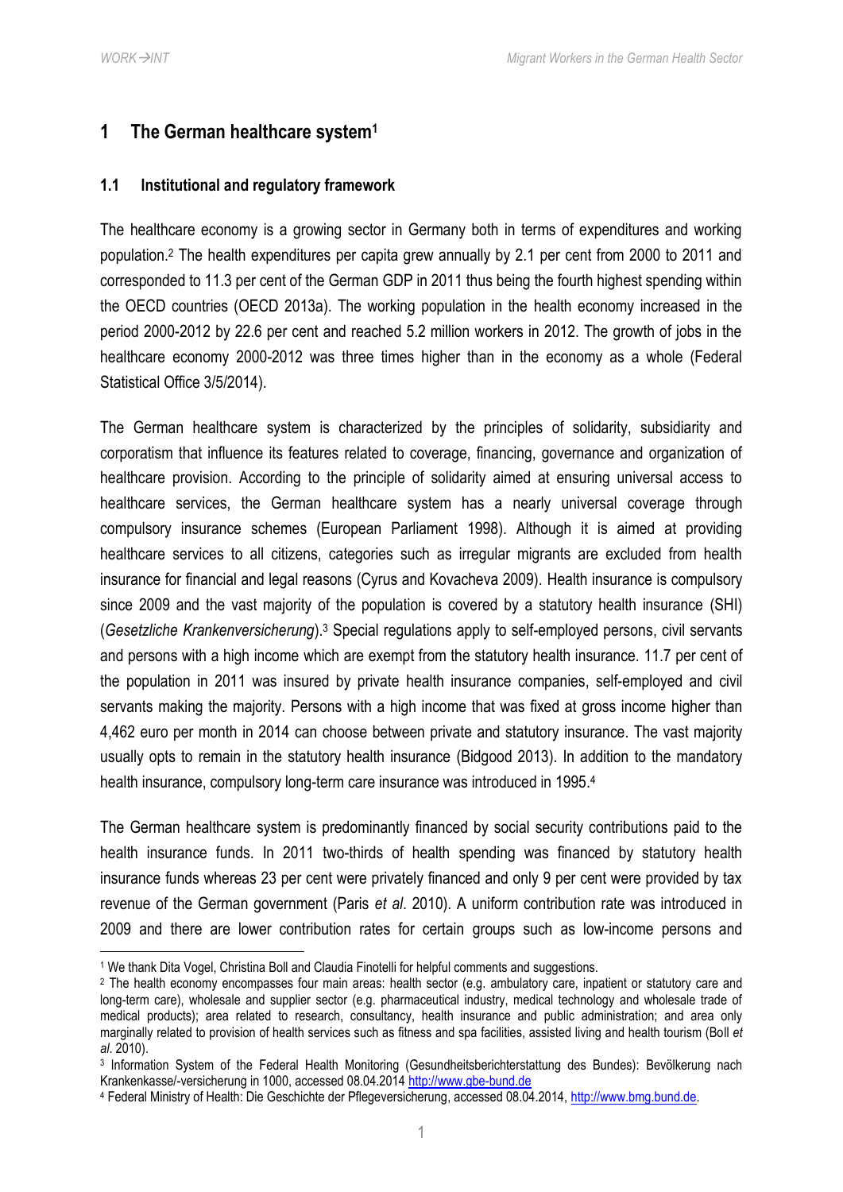# 1 The German healthcare system[1]

## 1.1 Institutional and regulatory framework

The healthcare economy is a growing sector in Germany both in terms of expenditures and working population.[2] The health expenditures per capita grew annually by 2.1 per cent from 2000 to 2011 and corresponded to 11.3 per cent of the German GDP in 2011 thus being the fourth highest spending within the OECD countries (OECD 2013a). The working population in the health economy increased in the period 2000-2012 by 22.6 per cent and reached 5.2 million workers in 2012. The growth of jobs in the healthcare economy 2000-2012 was three times higher than in the economy as a whole (Federal Statistical Office 3/5/2014).

The German healthcare system is characterized by the principles of solidarity, subsidiarity and corporatism that influence its features related to coverage, financing, governance and organization of healthcare provision. According to the principle of solidarity aimed at ensuring universal access to healthcare services, the German healthcare system has a nearly universal coverage through compulsory insurance schemes (European Parliament 1998). Although it is aimed at providing healthcare services to all citizens, categories such as irregular migrants are excluded from health insurance for financial and legal reasons (Cyrus and Kovacheva 2009). Health insurance is compulsory since 2009 and the vast majority of the population is covered by a statutory health insurance (SHI) (*Gesetzliche Krankenversicherung*).[3] Special regulations apply to self-employed persons, civil servants and persons with a high income which are exempt from the statutory health insurance. 11.7 per cent of the population in 2011 was insured by private health insurance companies, self-employed and civil servants making the majority. Persons with a high income that was fixed at gross income higher than 4,462 euro per month in 2014 can choose between private and statutory insurance. The vast majority usually opts to remain in the statutory health insurance (Bidgood 2013). In addition to the mandatory health insurance, compulsory long-term care insurance was introduced in 1995.[4]

The German healthcare system is predominantly financed by social security contributions paid to the health insurance funds. In 2011 two-thirds of health spending was financed by statutory health insurance funds whereas 23 per cent were privately financed and only 9 per cent were provided by tax revenue of the German government (Paris *et al*. 2010). A uniform contribution rate was introduced in 2009 and there are lower contribution rates for certain groups such as low-income persons and

---

[1] We thank Dita Vogel, Christina Boll and Claudia Finotelli for helpful comments and suggestions.

[2] The health economy encompasses four main areas: health sector (e.g. ambulatory care, inpatient or statutory care and long-term care), wholesale and supplier sector (e.g. pharmaceutical industry, medical technology and wholesale trade of medical products); area related to research, consultancy, health insurance and public administration; and area only marginally related to provision of health services such as fitness and spa facilities, assisted living and health tourism (Boll *et al*. 2010).

[3] Information System of the Federal Health Monitoring (Gesundheitsberichterstattung des Bundes): Bevölkerung nach Krankenkasse/-versicherung in 1000, accessed 08.04.2014 http://www.gbe-bund.de

[4] Federal Ministry of Health: Die Geschichte der Pflegeversicherung, accessed 08.04.2014, http://www.bmg.bund.de.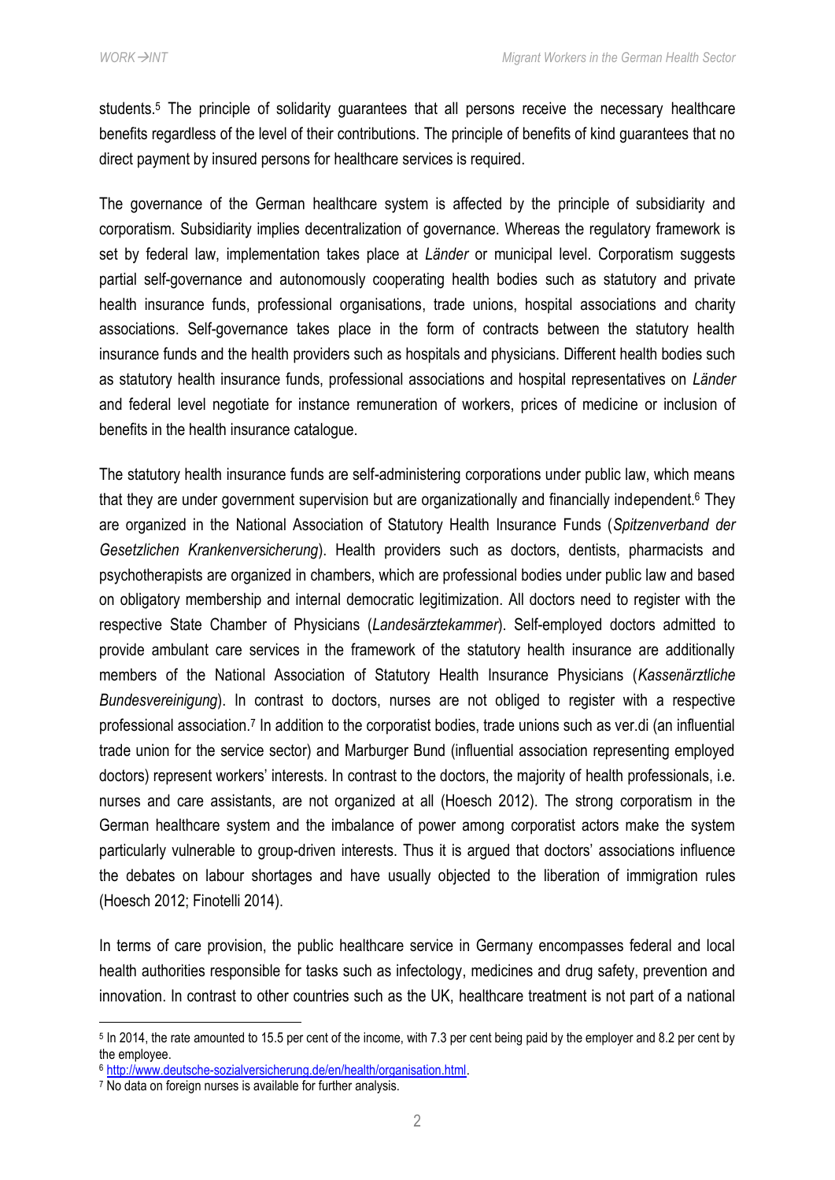students.[5] The principle of solidarity guarantees that all persons receive the necessary healthcare benefits regardless of the level of their contributions. The principle of benefits of kind guarantees that no direct payment by insured persons for healthcare services is required.

The governance of the German healthcare system is affected by the principle of subsidiarity and corporatism. Subsidiarity implies decentralization of governance. Whereas the regulatory framework is set by federal law, implementation takes place at *Länder* or municipal level. Corporatism suggests partial self-governance and autonomously cooperating health bodies such as statutory and private health insurance funds, professional organisations, trade unions, hospital associations and charity associations. Self-governance takes place in the form of contracts between the statutory health insurance funds and the health providers such as hospitals and physicians. Different health bodies such as statutory health insurance funds, professional associations and hospital representatives on *Länder* and federal level negotiate for instance remuneration of workers, prices of medicine or inclusion of benefits in the health insurance catalogue.

The statutory health insurance funds are self-administering corporations under public law, which means that they are under government supervision but are organizationally and financially independent.[6] They are organized in the National Association of Statutory Health Insurance Funds (*Spitzenverband der Gesetzlichen Krankenversicherung*). Health providers such as doctors, dentists, pharmacists and psychotherapists are organized in chambers, which are professional bodies under public law and based on obligatory membership and internal democratic legitimization. All doctors need to register with the respective State Chamber of Physicians (*Landesärztekammer*). Self-employed doctors admitted to provide ambulant care services in the framework of the statutory health insurance are additionally members of the National Association of Statutory Health Insurance Physicians (*Kassenärztliche Bundesvereinigung*). In contrast to doctors, nurses are not obliged to register with a respective professional association.[7] In addition to the corporatist bodies, trade unions such as ver.di (an influential trade union for the service sector) and Marburger Bund (influential association representing employed doctors) represent workers' interests. In contrast to the doctors, the majority of health professionals, i.e. nurses and care assistants, are not organized at all (Hoesch 2012). The strong corporatism in the German healthcare system and the imbalance of power among corporatist actors make the system particularly vulnerable to group-driven interests. Thus it is argued that doctors' associations influence the debates on labour shortages and have usually objected to the liberation of immigration rules (Hoesch 2012; Finotelli 2014).

In terms of care provision, the public healthcare service in Germany encompasses federal and local health authorities responsible for tasks such as infectology, medicines and drug safety, prevention and innovation. In contrast to other countries such as the UK, healthcare treatment is not part of a national

---

[5] In 2014, the rate amounted to 15.5 per cent of the income, with 7.3 per cent being paid by the employer and 8.2 per cent by the employee.

[6] http://www.deutsche-sozialversicherung.de/en/health/organisation.html.

[7] No data on foreign nurses is available for further analysis.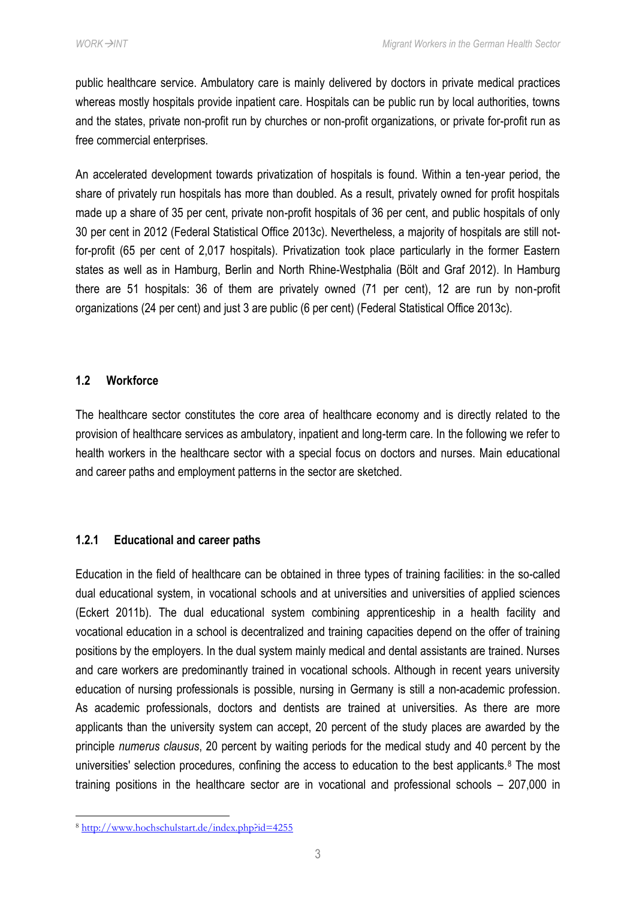public healthcare service. Ambulatory care is mainly delivered by doctors in private medical practices whereas mostly hospitals provide inpatient care. Hospitals can be public run by local authorities, towns and the states, private non-profit run by churches or non-profit organizations, or private for-profit run as free commercial enterprises.

An accelerated development towards privatization of hospitals is found. Within a ten-year period, the share of privately run hospitals has more than doubled. As a result, privately owned for profit hospitals made up a share of 35 per cent, private non-profit hospitals of 36 per cent, and public hospitals of only 30 per cent in 2012 (Federal Statistical Office 2013c). Nevertheless, a majority of hospitals are still not-for-profit (65 per cent of 2,017 hospitals). Privatization took place particularly in the former Eastern states as well as in Hamburg, Berlin and North Rhine-Westphalia (Bölt and Graf 2012). In Hamburg there are 51 hospitals: 36 of them are privately owned (71 per cent), 12 are run by non-profit organizations (24 per cent) and just 3 are public (6 per cent) (Federal Statistical Office 2013c).

## 1.2 Workforce

The healthcare sector constitutes the core area of healthcare economy and is directly related to the provision of healthcare services as ambulatory, inpatient and long-term care. In the following we refer to health workers in the healthcare sector with a special focus on doctors and nurses. Main educational and career paths and employment patterns in the sector are sketched.

### 1.2.1 Educational and career paths

Education in the field of healthcare can be obtained in three types of training facilities: in the so-called dual educational system, in vocational schools and at universities and universities of applied sciences (Eckert 2011b). The dual educational system combining apprenticeship in a health facility and vocational education in a school is decentralized and training capacities depend on the offer of training positions by the employers. In the dual system mainly medical and dental assistants are trained. Nurses and care workers are predominantly trained in vocational schools. Although in recent years university education of nursing professionals is possible, nursing in Germany is still a non-academic profession. As academic professionals, doctors and dentists are trained at universities. As there are more applicants than the university system can accept, 20 percent of the study places are awarded by the principle *numerus clausus*, 20 percent by waiting periods for the medical study and 40 percent by the universities' selection procedures, confining the access to education to the best applicants.[8] The most training positions in the healthcare sector are in vocational and professional schools – 207,000 in

[8] http://www.hochschulstart.de/index.php?id=4255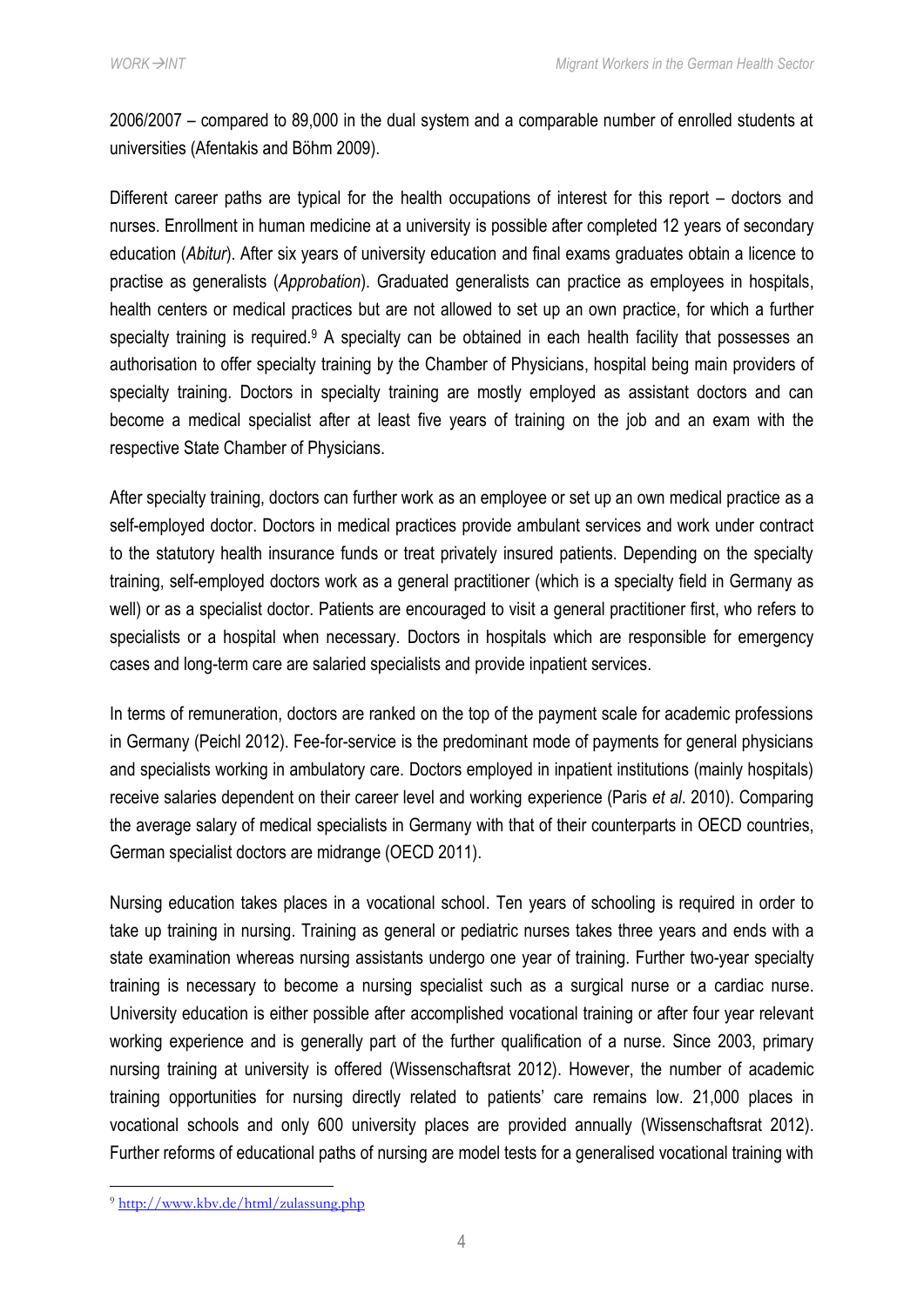2006/2007 – compared to 89,000 in the dual system and a comparable number of enrolled students at universities (Afentakis and Böhm 2009).

Different career paths are typical for the health occupations of interest for this report – doctors and nurses. Enrollment in human medicine at a university is possible after completed 12 years of secondary education (*Abitur*). After six years of university education and final exams graduates obtain a licence to practise as generalists (*Approbation*). Graduated generalists can practice as employees in hospitals, health centers or medical practices but are not allowed to set up an own practice, for which a further specialty training is required.[9] A specialty can be obtained in each health facility that possesses an authorisation to offer specialty training by the Chamber of Physicians, hospital being main providers of specialty training. Doctors in specialty training are mostly employed as assistant doctors and can become a medical specialist after at least five years of training on the job and an exam with the respective State Chamber of Physicians.

After specialty training, doctors can further work as an employee or set up an own medical practice as a self-employed doctor. Doctors in medical practices provide ambulant services and work under contract to the statutory health insurance funds or treat privately insured patients. Depending on the specialty training, self-employed doctors work as a general practitioner (which is a specialty field in Germany as well) or as a specialist doctor. Patients are encouraged to visit a general practitioner first, who refers to specialists or a hospital when necessary. Doctors in hospitals which are responsible for emergency cases and long-term care are salaried specialists and provide inpatient services.

In terms of remuneration, doctors are ranked on the top of the payment scale for academic professions in Germany (Peichl 2012). Fee-for-service is the predominant mode of payments for general physicians and specialists working in ambulatory care. Doctors employed in inpatient institutions (mainly hospitals) receive salaries dependent on their career level and working experience (Paris *et al*. 2010). Comparing the average salary of medical specialists in Germany with that of their counterparts in OECD countries, German specialist doctors are midrange (OECD 2011).

Nursing education takes places in a vocational school. Ten years of schooling is required in order to take up training in nursing. Training as general or pediatric nurses takes three years and ends with a state examination whereas nursing assistants undergo one year of training. Further two-year specialty training is necessary to become a nursing specialist such as a surgical nurse or a cardiac nurse. University education is either possible after accomplished vocational training or after four year relevant working experience and is generally part of the further qualification of a nurse. Since 2003, primary nursing training at university is offered (Wissenschaftsrat 2012). However, the number of academic training opportunities for nursing directly related to patients' care remains low. 21,000 places in vocational schools and only 600 university places are provided annually (Wissenschaftsrat 2012). Further reforms of educational paths of nursing are model tests for a generalised vocational training with

[9] http://www.kbv.de/html/zulassung.php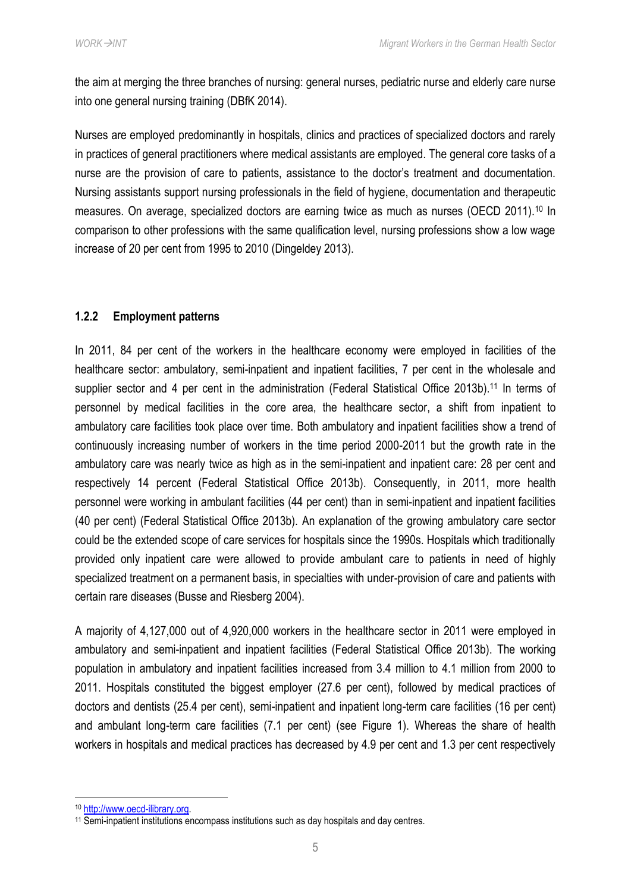the aim at merging the three branches of nursing: general nurses, pediatric nurse and elderly care nurse into one general nursing training (DBfK 2014).

Nurses are employed predominantly in hospitals, clinics and practices of specialized doctors and rarely in practices of general practitioners where medical assistants are employed. The general core tasks of a nurse are the provision of care to patients, assistance to the doctor's treatment and documentation. Nursing assistants support nursing professionals in the field of hygiene, documentation and therapeutic measures. On average, specialized doctors are earning twice as much as nurses (OECD 2011).[10] In comparison to other professions with the same qualification level, nursing professions show a low wage increase of 20 per cent from 1995 to 2010 (Dingeldey 2013).

### 1.2.2 Employment patterns

In 2011, 84 per cent of the workers in the healthcare economy were employed in facilities of the healthcare sector: ambulatory, semi-inpatient and inpatient facilities, 7 per cent in the wholesale and supplier sector and 4 per cent in the administration (Federal Statistical Office 2013b).[11] In terms of personnel by medical facilities in the core area, the healthcare sector, a shift from inpatient to ambulatory care facilities took place over time. Both ambulatory and inpatient facilities show a trend of continuously increasing number of workers in the time period 2000-2011 but the growth rate in the ambulatory care was nearly twice as high as in the semi-inpatient and inpatient care: 28 per cent and respectively 14 percent (Federal Statistical Office 2013b). Consequently, in 2011, more health personnel were working in ambulant facilities (44 per cent) than in semi-inpatient and inpatient facilities (40 per cent) (Federal Statistical Office 2013b). An explanation of the growing ambulatory care sector could be the extended scope of care services for hospitals since the 1990s. Hospitals which traditionally provided only inpatient care were allowed to provide ambulant care to patients in need of highly specialized treatment on a permanent basis, in specialties with under-provision of care and patients with certain rare diseases (Busse and Riesberg 2004).

A majority of 4,127,000 out of 4,920,000 workers in the healthcare sector in 2011 were employed in ambulatory and semi-inpatient and inpatient facilities (Federal Statistical Office 2013b). The working population in ambulatory and inpatient facilities increased from 3.4 million to 4.1 million from 2000 to 2011. Hospitals constituted the biggest employer (27.6 per cent), followed by medical practices of doctors and dentists (25.4 per cent), semi-inpatient and inpatient long-term care facilities (16 per cent) and ambulant long-term care facilities (7.1 per cent) (see Figure 1). Whereas the share of health workers in hospitals and medical practices has decreased by 4.9 per cent and 1.3 per cent respectively

[10] http://www.oecd-ilibrary.org.

[11] Semi-inpatient institutions encompass institutions such as day hospitals and day centres.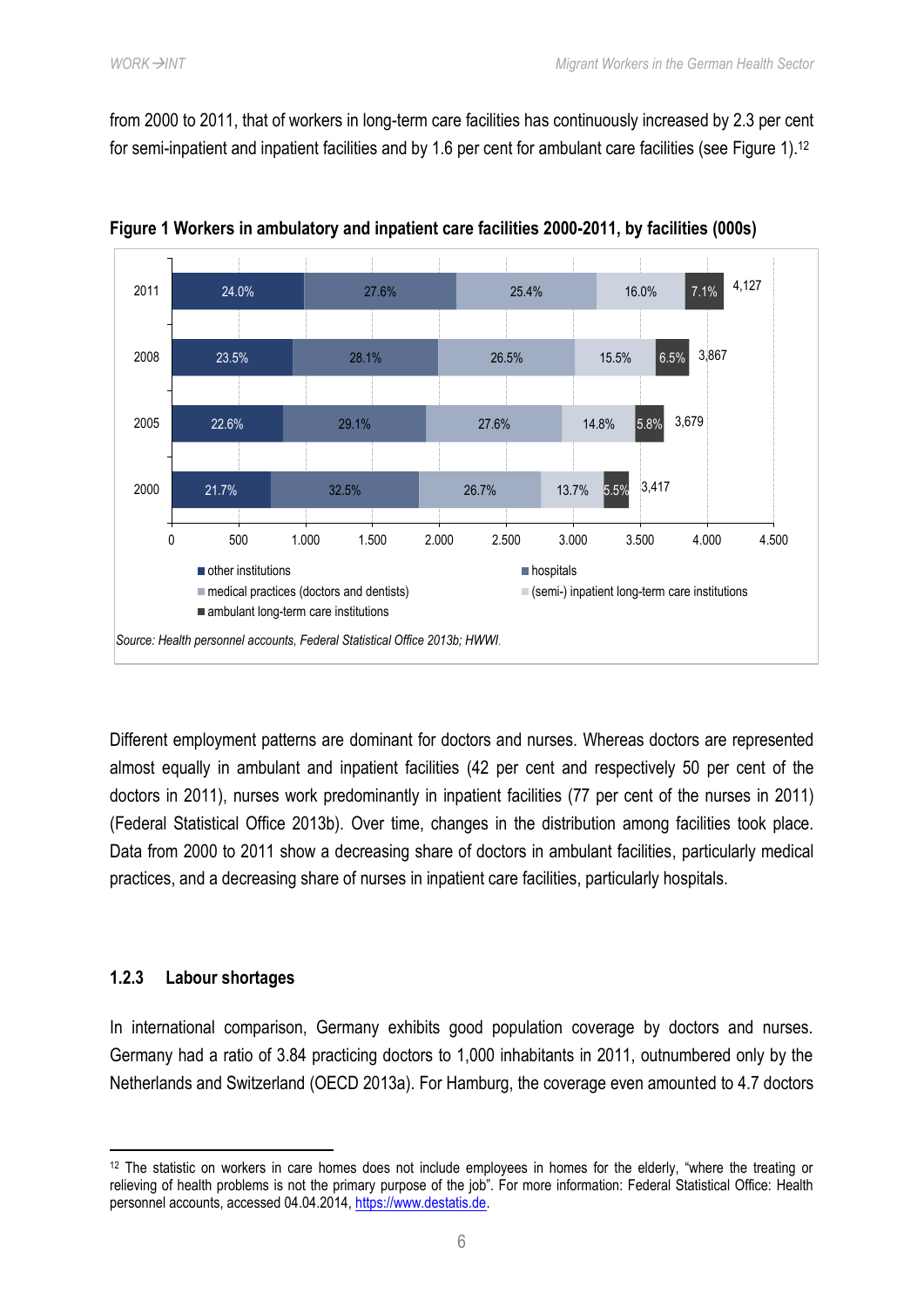from 2000 to 2011, that of workers in long-term care facilities has continuously increased by 2.3 per cent for semi-inpatient and inpatient facilities and by 1.6 per cent for ambulant care facilities (see Figure 1).[12]

**Figure 1 Workers in ambulatory and inpatient care facilities 2000-2011, by facilities (000s)**

| Year | other institutions | hospitals | medical practices (doctors and dentists) | (semi-) inpatient long-term care institutions | ambulant long-term care institutions | Total |
|---|---|---|---|---|---|---|
| 2011 | 24.0% | 27.6% | 25.4% | 16.0% | 7.1% | 4,127 |
| 2008 | 23.5% | 28.1% | 26.5% | 15.5% | 6.5% | 3,867 |
| 2005 | 22.6% | 29.1% | 27.6% | 14.8% | 5.8% | 3,679 |
| 2000 | 21.7% | 32.5% | 26.7% | 13.7% | 5.5% | 3,417 |

*Source: Health personnel accounts, Federal Statistical Office 2013b; HWWI.*

Different employment patterns are dominant for doctors and nurses. Whereas doctors are represented almost equally in ambulant and inpatient facilities (42 per cent and respectively 50 per cent of the doctors in 2011), nurses work predominantly in inpatient facilities (77 per cent of the nurses in 2011) (Federal Statistical Office 2013b). Over time, changes in the distribution among facilities took place. Data from 2000 to 2011 show a decreasing share of doctors in ambulant facilities, particularly medical practices, and a decreasing share of nurses in inpatient care facilities, particularly hospitals.

### 1.2.3 Labour shortages

In international comparison, Germany exhibits good population coverage by doctors and nurses. Germany had a ratio of 3.84 practicing doctors to 1,000 inhabitants in 2011, outnumbered only by the Netherlands and Switzerland (OECD 2013a). For Hamburg, the coverage even amounted to 4.7 doctors

[12] The statistic on workers in care homes does not include employees in homes for the elderly, "where the treating or relieving of health problems is not the primary purpose of the job". For more information: Federal Statistical Office: Health personnel accounts, accessed 04.04.2014, https://www.destatis.de.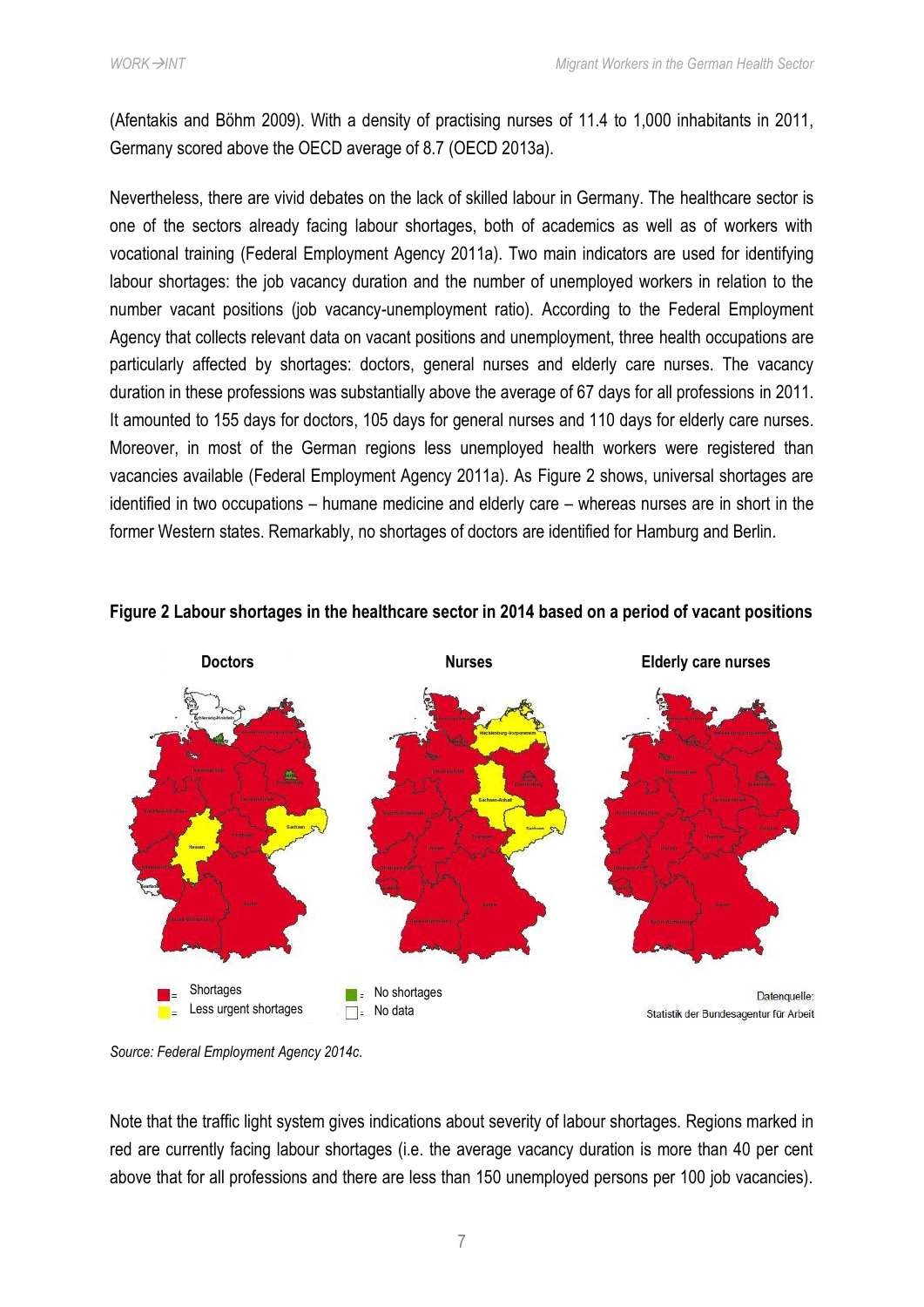(Afentakis and Böhm 2009). With a density of practising nurses of 11.4 to 1,000 inhabitants in 2011, Germany scored above the OECD average of 8.7 (OECD 2013a).

Nevertheless, there are vivid debates on the lack of skilled labour in Germany. The healthcare sector is one of the sectors already facing labour shortages, both of academics as well as of workers with vocational training (Federal Employment Agency 2011a). Two main indicators are used for identifying labour shortages: the job vacancy duration and the number of unemployed workers in relation to the number vacant positions (job vacancy-unemployment ratio). According to the Federal Employment Agency that collects relevant data on vacant positions and unemployment, three health occupations are particularly affected by shortages: doctors, general nurses and elderly care nurses. The vacancy duration in these professions was substantially above the average of 67 days for all professions in 2011. It amounted to 155 days for doctors, 105 days for general nurses and 110 days for elderly care nurses. Moreover, in most of the German regions less unemployed health workers were registered than vacancies available (Federal Employment Agency 2011a). As Figure 2 shows, universal shortages are identified in two occupations – humane medicine and elderly care – whereas nurses are in short in the former Western states. Remarkably, no shortages of doctors are identified for Hamburg and Berlin.

**Figure 2 Labour shortages in the healthcare sector in 2014 based on a period of vacant positions**

Doctors | Nurses | Elderly care nurses

Shortages; Less urgent shortages; No shortages; No data

Datenquelle: Statistik der Bundesagentur für Arbeit

*Source: Federal Employment Agency 2014c.*

Note that the traffic light system gives indications about severity of labour shortages. Regions marked in red are currently facing labour shortages (i.e. the average vacancy duration is more than 40 per cent above that for all professions and there are less than 150 unemployed persons per 100 job vacancies).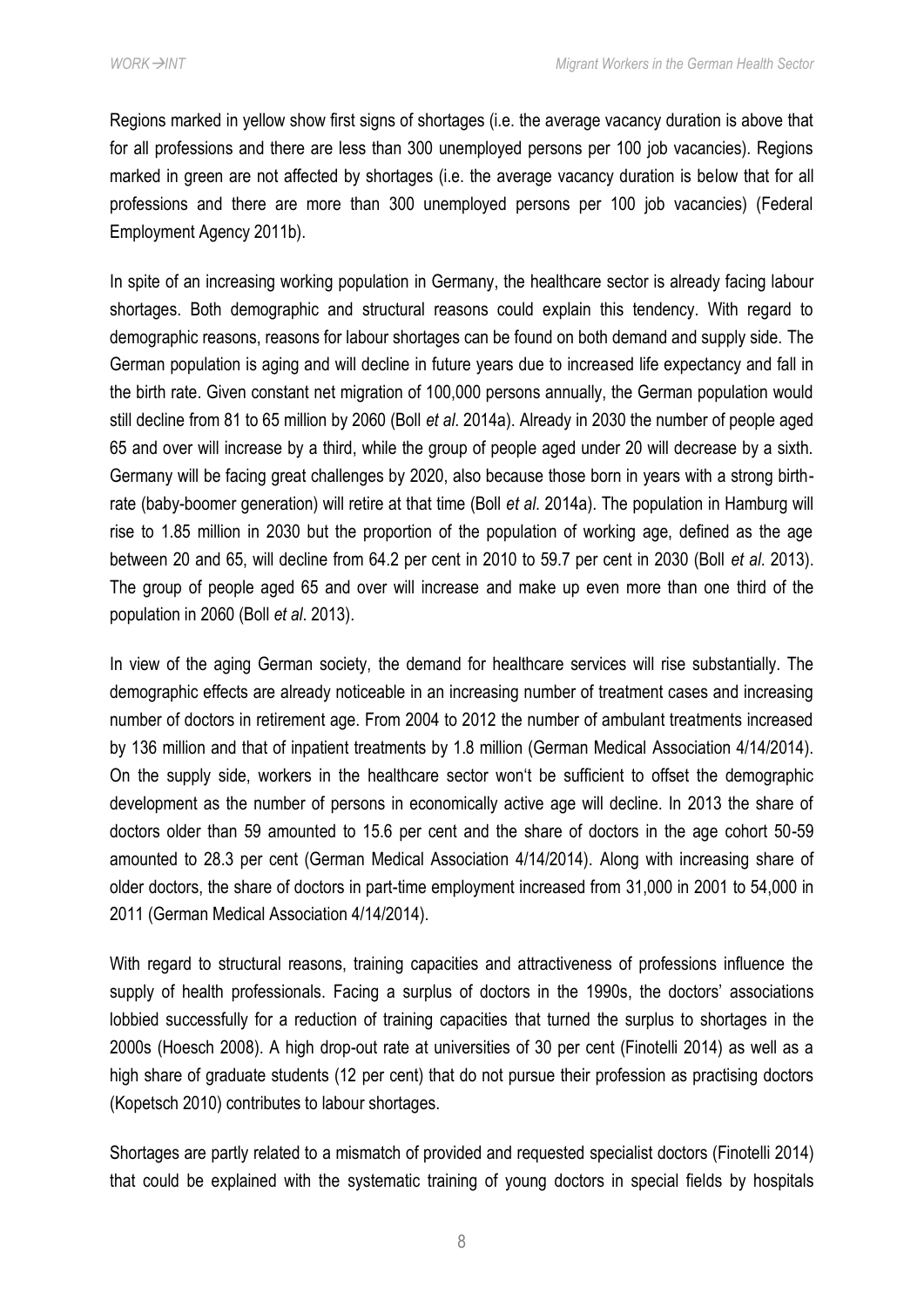Regions marked in yellow show first signs of shortages (i.e. the average vacancy duration is above that for all professions and there are less than 300 unemployed persons per 100 job vacancies). Regions marked in green are not affected by shortages (i.e. the average vacancy duration is below that for all professions and there are more than 300 unemployed persons per 100 job vacancies) (Federal Employment Agency 2011b).

In spite of an increasing working population in Germany, the healthcare sector is already facing labour shortages. Both demographic and structural reasons could explain this tendency. With regard to demographic reasons, reasons for labour shortages can be found on both demand and supply side. The German population is aging and will decline in future years due to increased life expectancy and fall in the birth rate. Given constant net migration of 100,000 persons annually, the German population would still decline from 81 to 65 million by 2060 (Boll *et al*. 2014a). Already in 2030 the number of people aged 65 and over will increase by a third, while the group of people aged under 20 will decrease by a sixth. Germany will be facing great challenges by 2020, also because those born in years with a strong birth-rate (baby-boomer generation) will retire at that time (Boll *et al*. 2014a). The population in Hamburg will rise to 1.85 million in 2030 but the proportion of the population of working age, defined as the age between 20 and 65, will decline from 64.2 per cent in 2010 to 59.7 per cent in 2030 (Boll *et al*. 2013). The group of people aged 65 and over will increase and make up even more than one third of the population in 2060 (Boll *et al*. 2013).

In view of the aging German society, the demand for healthcare services will rise substantially. The demographic effects are already noticeable in an increasing number of treatment cases and increasing number of doctors in retirement age. From 2004 to 2012 the number of ambulant treatments increased by 136 million and that of inpatient treatments by 1.8 million (German Medical Association 4/14/2014). On the supply side, workers in the healthcare sector won't be sufficient to offset the demographic development as the number of persons in economically active age will decline. In 2013 the share of doctors older than 59 amounted to 15.6 per cent and the share of doctors in the age cohort 50-59 amounted to 28.3 per cent (German Medical Association 4/14/2014). Along with increasing share of older doctors, the share of doctors in part-time employment increased from 31,000 in 2001 to 54,000 in 2011 (German Medical Association 4/14/2014).

With regard to structural reasons, training capacities and attractiveness of professions influence the supply of health professionals. Facing a surplus of doctors in the 1990s, the doctors' associations lobbied successfully for a reduction of training capacities that turned the surplus to shortages in the 2000s (Hoesch 2008). A high drop-out rate at universities of 30 per cent (Finotelli 2014) as well as a high share of graduate students (12 per cent) that do not pursue their profession as practising doctors (Kopetsch 2010) contributes to labour shortages.

Shortages are partly related to a mismatch of provided and requested specialist doctors (Finotelli 2014) that could be explained with the systematic training of young doctors in special fields by hospitals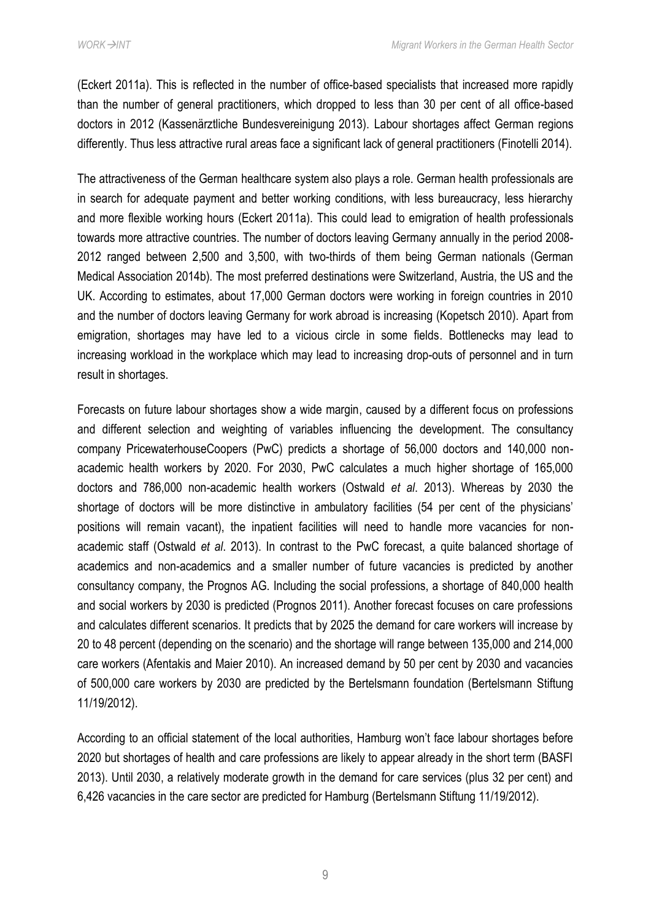(Eckert 2011a). This is reflected in the number of office-based specialists that increased more rapidly than the number of general practitioners, which dropped to less than 30 per cent of all office-based doctors in 2012 (Kassenärztliche Bundesvereinigung 2013). Labour shortages affect German regions differently. Thus less attractive rural areas face a significant lack of general practitioners (Finotelli 2014).

The attractiveness of the German healthcare system also plays a role. German health professionals are in search for adequate payment and better working conditions, with less bureaucracy, less hierarchy and more flexible working hours (Eckert 2011a). This could lead to emigration of health professionals towards more attractive countries. The number of doctors leaving Germany annually in the period 2008-2012 ranged between 2,500 and 3,500, with two-thirds of them being German nationals (German Medical Association 2014b). The most preferred destinations were Switzerland, Austria, the US and the UK. According to estimates, about 17,000 German doctors were working in foreign countries in 2010 and the number of doctors leaving Germany for work abroad is increasing (Kopetsch 2010). Apart from emigration, shortages may have led to a vicious circle in some fields. Bottlenecks may lead to increasing workload in the workplace which may lead to increasing drop-outs of personnel and in turn result in shortages.

Forecasts on future labour shortages show a wide margin, caused by a different focus on professions and different selection and weighting of variables influencing the development. The consultancy company PricewaterhouseCoopers (PwC) predicts a shortage of 56,000 doctors and 140,000 non-academic health workers by 2020. For 2030, PwC calculates a much higher shortage of 165,000 doctors and 786,000 non-academic health workers (Ostwald *et al*. 2013). Whereas by 2030 the shortage of doctors will be more distinctive in ambulatory facilities (54 per cent of the physicians' positions will remain vacant), the inpatient facilities will need to handle more vacancies for non-academic staff (Ostwald *et al*. 2013). In contrast to the PwC forecast, a quite balanced shortage of academics and non-academics and a smaller number of future vacancies is predicted by another consultancy company, the Prognos AG. Including the social professions, a shortage of 840,000 health and social workers by 2030 is predicted (Prognos 2011). Another forecast focuses on care professions and calculates different scenarios. It predicts that by 2025 the demand for care workers will increase by 20 to 48 percent (depending on the scenario) and the shortage will range between 135,000 and 214,000 care workers (Afentakis and Maier 2010). An increased demand by 50 per cent by 2030 and vacancies of 500,000 care workers by 2030 are predicted by the Bertelsmann foundation (Bertelsmann Stiftung 11/19/2012).

According to an official statement of the local authorities, Hamburg won't face labour shortages before 2020 but shortages of health and care professions are likely to appear already in the short term (BASFI 2013). Until 2030, a relatively moderate growth in the demand for care services (plus 32 per cent) and 6,426 vacancies in the care sector are predicted for Hamburg (Bertelsmann Stiftung 11/19/2012).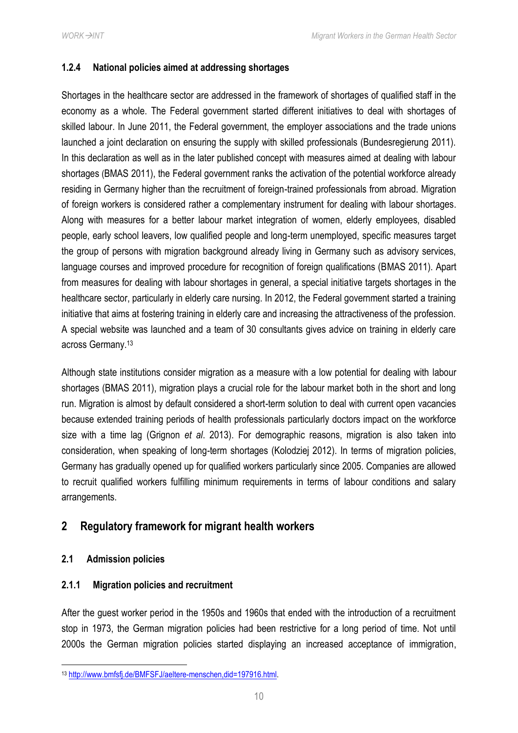#### 1.2.4 National policies aimed at addressing shortages

Shortages in the healthcare sector are addressed in the framework of shortages of qualified staff in the economy as a whole. The Federal government started different initiatives to deal with shortages of skilled labour. In June 2011, the Federal government, the employer associations and the trade unions launched a joint declaration on ensuring the supply with skilled professionals (Bundesregierung 2011). In this declaration as well as in the later published concept with measures aimed at dealing with labour shortages (BMAS 2011), the Federal government ranks the activation of the potential workforce already residing in Germany higher than the recruitment of foreign-trained professionals from abroad. Migration of foreign workers is considered rather a complementary instrument for dealing with labour shortages. Along with measures for a better labour market integration of women, elderly employees, disabled people, early school leavers, low qualified people and long-term unemployed, specific measures target the group of persons with migration background already living in Germany such as advisory services, language courses and improved procedure for recognition of foreign qualifications (BMAS 2011). Apart from measures for dealing with labour shortages in general, a special initiative targets shortages in the healthcare sector, particularly in elderly care nursing. In 2012, the Federal government started a training initiative that aims at fostering training in elderly care and increasing the attractiveness of the profession. A special website was launched and a team of 30 consultants gives advice on training in elderly care across Germany.[13]

Although state institutions consider migration as a measure with a low potential for dealing with labour shortages (BMAS 2011), migration plays a crucial role for the labour market both in the short and long run. Migration is almost by default considered a short-term solution to deal with current open vacancies because extended training periods of health professionals particularly doctors impact on the workforce size with a time lag (Grignon *et al*. 2013). For demographic reasons, migration is also taken into consideration, when speaking of long-term shortages (Kolodziej 2012). In terms of migration policies, Germany has gradually opened up for qualified workers particularly since 2005. Companies are allowed to recruit qualified workers fulfilling minimum requirements in terms of labour conditions and salary arrangements.

## 2 Regulatory framework for migrant health workers

### 2.1 Admission policies

#### 2.1.1 Migration policies and recruitment

After the guest worker period in the 1950s and 1960s that ended with the introduction of a recruitment stop in 1973, the German migration policies had been restrictive for a long period of time. Not until 2000s the German migration policies started displaying an increased acceptance of immigration,

[13] http://www.bmfsfj.de/BMFSFJ/aeltere-menschen,did=197916.html.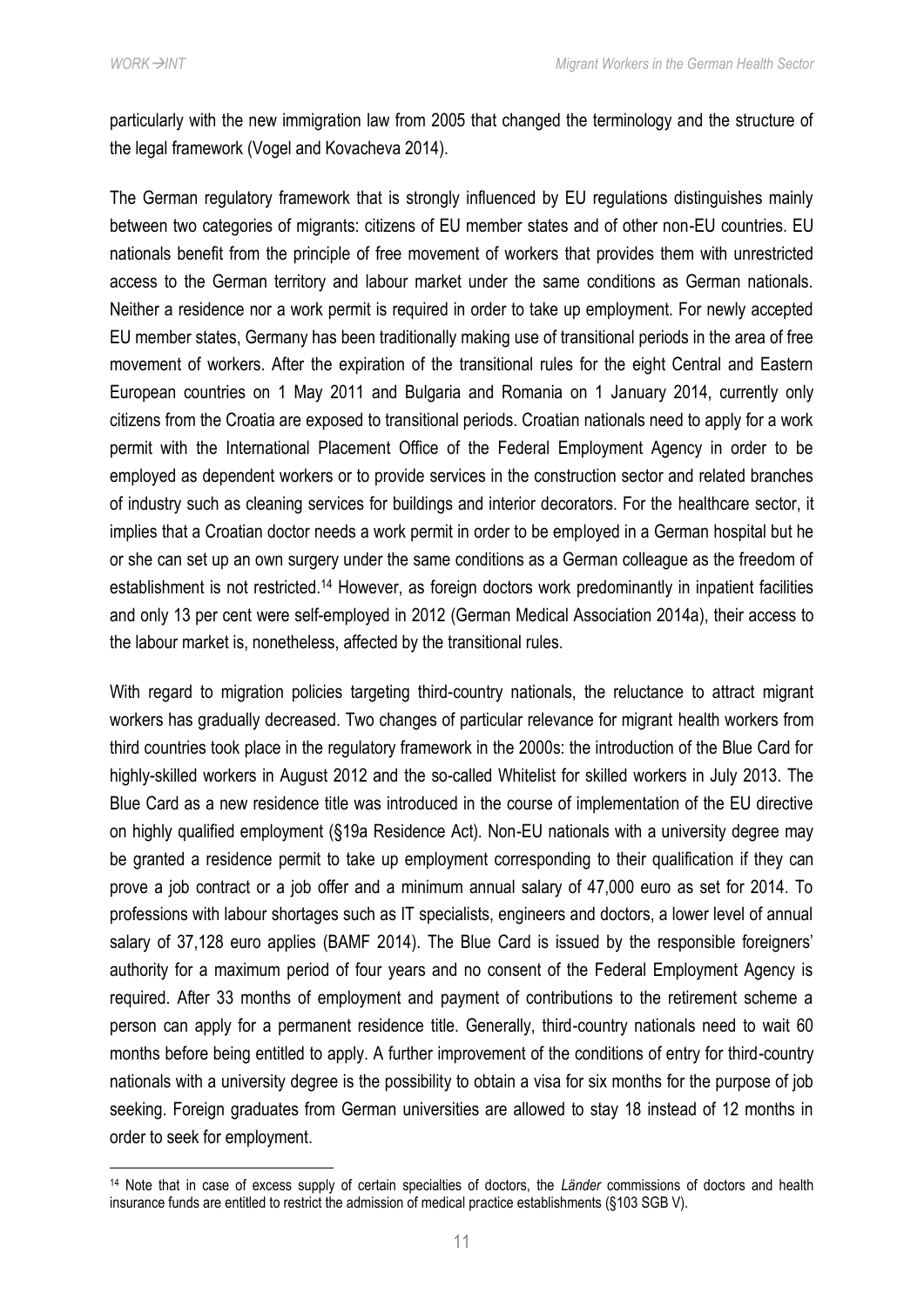particularly with the new immigration law from 2005 that changed the terminology and the structure of the legal framework (Vogel and Kovacheva 2014).

The German regulatory framework that is strongly influenced by EU regulations distinguishes mainly between two categories of migrants: citizens of EU member states and of other non-EU countries. EU nationals benefit from the principle of free movement of workers that provides them with unrestricted access to the German territory and labour market under the same conditions as German nationals. Neither a residence nor a work permit is required in order to take up employment. For newly accepted EU member states, Germany has been traditionally making use of transitional periods in the area of free movement of workers. After the expiration of the transitional rules for the eight Central and Eastern European countries on 1 May 2011 and Bulgaria and Romania on 1 January 2014, currently only citizens from the Croatia are exposed to transitional periods. Croatian nationals need to apply for a work permit with the International Placement Office of the Federal Employment Agency in order to be employed as dependent workers or to provide services in the construction sector and related branches of industry such as cleaning services for buildings and interior decorators. For the healthcare sector, it implies that a Croatian doctor needs a work permit in order to be employed in a German hospital but he or she can set up an own surgery under the same conditions as a German colleague as the freedom of establishment is not restricted.[14] However, as foreign doctors work predominantly in inpatient facilities and only 13 per cent were self-employed in 2012 (German Medical Association 2014a), their access to the labour market is, nonetheless, affected by the transitional rules.

With regard to migration policies targeting third-country nationals, the reluctance to attract migrant workers has gradually decreased. Two changes of particular relevance for migrant health workers from third countries took place in the regulatory framework in the 2000s: the introduction of the Blue Card for highly-skilled workers in August 2012 and the so-called Whitelist for skilled workers in July 2013. The Blue Card as a new residence title was introduced in the course of implementation of the EU directive on highly qualified employment (§19a Residence Act). Non-EU nationals with a university degree may be granted a residence permit to take up employment corresponding to their qualification if they can prove a job contract or a job offer and a minimum annual salary of 47,000 euro as set for 2014. To professions with labour shortages such as IT specialists, engineers and doctors, a lower level of annual salary of 37,128 euro applies (BAMF 2014). The Blue Card is issued by the responsible foreigners' authority for a maximum period of four years and no consent of the Federal Employment Agency is required. After 33 months of employment and payment of contributions to the retirement scheme a person can apply for a permanent residence title. Generally, third-country nationals need to wait 60 months before being entitled to apply. A further improvement of the conditions of entry for third-country nationals with a university degree is the possibility to obtain a visa for six months for the purpose of job seeking. Foreign graduates from German universities are allowed to stay 18 instead of 12 months in order to seek for employment.

[14] Note that in case of excess supply of certain specialties of doctors, the *Länder* commissions of doctors and health insurance funds are entitled to restrict the admission of medical practice establishments (§103 SGB V).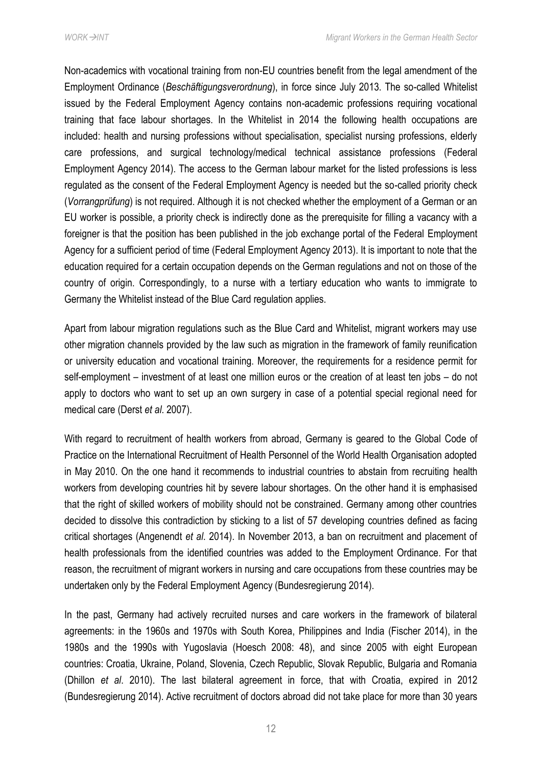Non-academics with vocational training from non-EU countries benefit from the legal amendment of the Employment Ordinance (*Beschäftigungsverordnung*), in force since July 2013. The so-called Whitelist issued by the Federal Employment Agency contains non-academic professions requiring vocational training that face labour shortages. In the Whitelist in 2014 the following health occupations are included: health and nursing professions without specialisation, specialist nursing professions, elderly care professions, and surgical technology/medical technical assistance professions (Federal Employment Agency 2014). The access to the German labour market for the listed professions is less regulated as the consent of the Federal Employment Agency is needed but the so-called priority check (*Vorrangprüfung*) is not required. Although it is not checked whether the employment of a German or an EU worker is possible, a priority check is indirectly done as the prerequisite for filling a vacancy with a foreigner is that the position has been published in the job exchange portal of the Federal Employment Agency for a sufficient period of time (Federal Employment Agency 2013). It is important to note that the education required for a certain occupation depends on the German regulations and not on those of the country of origin. Correspondingly, to a nurse with a tertiary education who wants to immigrate to Germany the Whitelist instead of the Blue Card regulation applies.

Apart from labour migration regulations such as the Blue Card and Whitelist, migrant workers may use other migration channels provided by the law such as migration in the framework of family reunification or university education and vocational training. Moreover, the requirements for a residence permit for self-employment – investment of at least one million euros or the creation of at least ten jobs – do not apply to doctors who want to set up an own surgery in case of a potential special regional need for medical care (Derst *et al*. 2007).

With regard to recruitment of health workers from abroad, Germany is geared to the Global Code of Practice on the International Recruitment of Health Personnel of the World Health Organisation adopted in May 2010. On the one hand it recommends to industrial countries to abstain from recruiting health workers from developing countries hit by severe labour shortages. On the other hand it is emphasised that the right of skilled workers of mobility should not be constrained. Germany among other countries decided to dissolve this contradiction by sticking to a list of 57 developing countries defined as facing critical shortages (Angenendt *et al*. 2014). In November 2013, a ban on recruitment and placement of health professionals from the identified countries was added to the Employment Ordinance. For that reason, the recruitment of migrant workers in nursing and care occupations from these countries may be undertaken only by the Federal Employment Agency (Bundesregierung 2014).

In the past, Germany had actively recruited nurses and care workers in the framework of bilateral agreements: in the 1960s and 1970s with South Korea, Philippines and India (Fischer 2014), in the 1980s and the 1990s with Yugoslavia (Hoesch 2008: 48), and since 2005 with eight European countries: Croatia, Ukraine, Poland, Slovenia, Czech Republic, Slovak Republic, Bulgaria and Romania (Dhillon *et al*. 2010). The last bilateral agreement in force, that with Croatia, expired in 2012 (Bundesregierung 2014). Active recruitment of doctors abroad did not take place for more than 30 years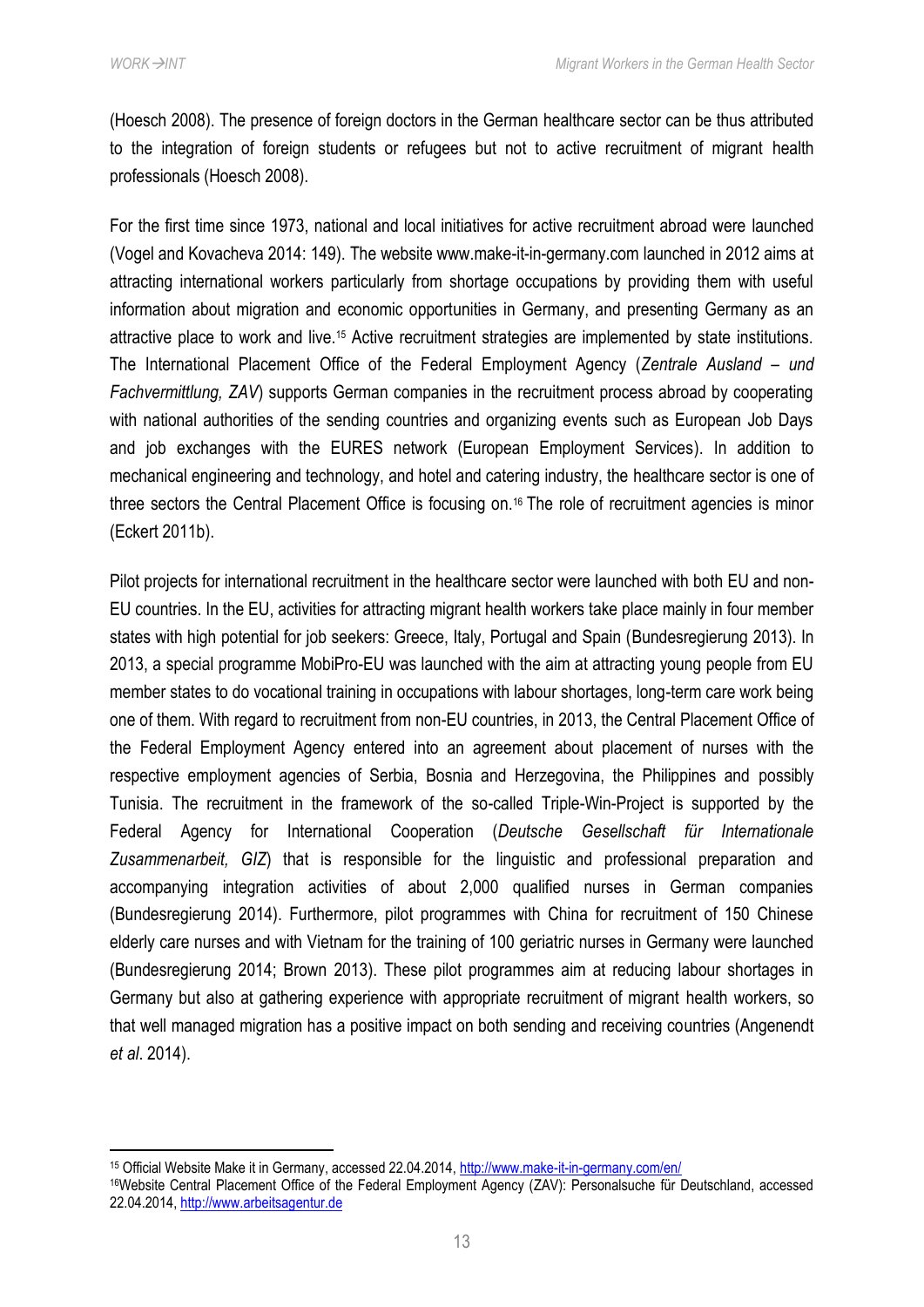(Hoesch 2008). The presence of foreign doctors in the German healthcare sector can be thus attributed to the integration of foreign students or refugees but not to active recruitment of migrant health professionals (Hoesch 2008).

For the first time since 1973, national and local initiatives for active recruitment abroad were launched (Vogel and Kovacheva 2014: 149). The website www.make-it-in-germany.com launched in 2012 aims at attracting international workers particularly from shortage occupations by providing them with useful information about migration and economic opportunities in Germany, and presenting Germany as an attractive place to work and live.[15] Active recruitment strategies are implemented by state institutions. The International Placement Office of the Federal Employment Agency (*Zentrale Ausland – und Fachvermittlung, ZAV*) supports German companies in the recruitment process abroad by cooperating with national authorities of the sending countries and organizing events such as European Job Days and job exchanges with the EURES network (European Employment Services). In addition to mechanical engineering and technology, and hotel and catering industry, the healthcare sector is one of three sectors the Central Placement Office is focusing on.[16] The role of recruitment agencies is minor (Eckert 2011b).

Pilot projects for international recruitment in the healthcare sector were launched with both EU and non-EU countries. In the EU, activities for attracting migrant health workers take place mainly in four member states with high potential for job seekers: Greece, Italy, Portugal and Spain (Bundesregierung 2013). In 2013, a special programme MobiPro-EU was launched with the aim at attracting young people from EU member states to do vocational training in occupations with labour shortages, long-term care work being one of them. With regard to recruitment from non-EU countries, in 2013, the Central Placement Office of the Federal Employment Agency entered into an agreement about placement of nurses with the respective employment agencies of Serbia, Bosnia and Herzegovina, the Philippines and possibly Tunisia. The recruitment in the framework of the so-called Triple-Win-Project is supported by the Federal Agency for International Cooperation (*Deutsche Gesellschaft für Internationale Zusammenarbeit, GIZ*) that is responsible for the linguistic and professional preparation and accompanying integration activities of about 2,000 qualified nurses in German companies (Bundesregierung 2014). Furthermore, pilot programmes with China for recruitment of 150 Chinese elderly care nurses and with Vietnam for the training of 100 geriatric nurses in Germany were launched (Bundesregierung 2014; Brown 2013). These pilot programmes aim at reducing labour shortages in Germany but also at gathering experience with appropriate recruitment of migrant health workers, so that well managed migration has a positive impact on both sending and receiving countries (Angenendt *et al*. 2014).

[15] Official Website Make it in Germany, accessed 22.04.2014, http://www.make-it-in-germany.com/en/

[16] Website Central Placement Office of the Federal Employment Agency (ZAV): Personalsuche für Deutschland, accessed 22.04.2014, http://www.arbeitsagentur.de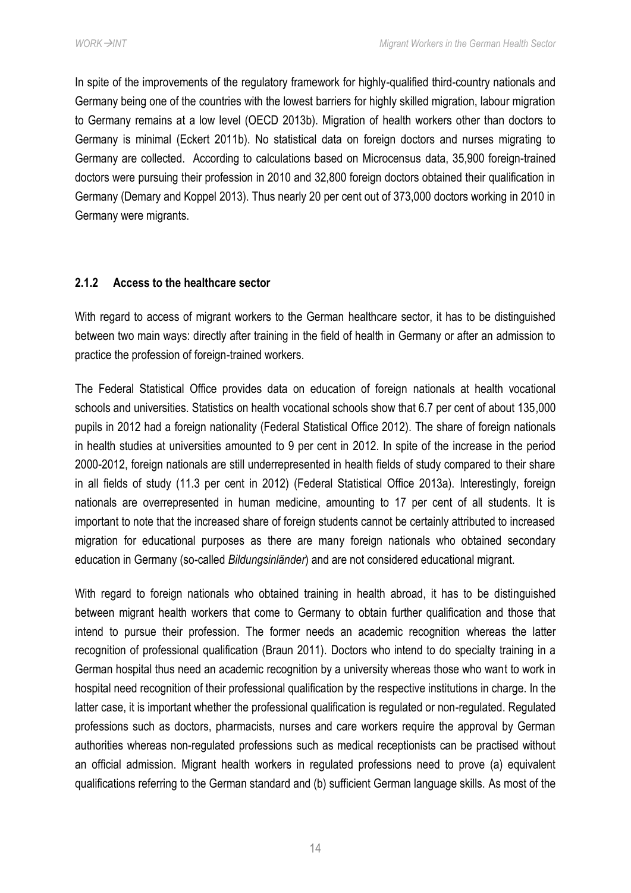In spite of the improvements of the regulatory framework for highly-qualified third-country nationals and Germany being one of the countries with the lowest barriers for highly skilled migration, labour migration to Germany remains at a low level (OECD 2013b). Migration of health workers other than doctors to Germany is minimal (Eckert 2011b). No statistical data on foreign doctors and nurses migrating to Germany are collected. According to calculations based on Microcensus data, 35,900 foreign-trained doctors were pursuing their profession in 2010 and 32,800 foreign doctors obtained their qualification in Germany (Demary and Koppel 2013). Thus nearly 20 per cent out of 373,000 doctors working in 2010 in Germany were migrants.

### 2.1.2 Access to the healthcare sector

With regard to access of migrant workers to the German healthcare sector, it has to be distinguished between two main ways: directly after training in the field of health in Germany or after an admission to practice the profession of foreign-trained workers.

The Federal Statistical Office provides data on education of foreign nationals at health vocational schools and universities. Statistics on health vocational schools show that 6.7 per cent of about 135,000 pupils in 2012 had a foreign nationality (Federal Statistical Office 2012). The share of foreign nationals in health studies at universities amounted to 9 per cent in 2012. In spite of the increase in the period 2000-2012, foreign nationals are still underrepresented in health fields of study compared to their share in all fields of study (11.3 per cent in 2012) (Federal Statistical Office 2013a). Interestingly, foreign nationals are overrepresented in human medicine, amounting to 17 per cent of all students. It is important to note that the increased share of foreign students cannot be certainly attributed to increased migration for educational purposes as there are many foreign nationals who obtained secondary education in Germany (so-called *Bildungsinländer*) and are not considered educational migrant.

With regard to foreign nationals who obtained training in health abroad, it has to be distinguished between migrant health workers that come to Germany to obtain further qualification and those that intend to pursue their profession. The former needs an academic recognition whereas the latter recognition of professional qualification (Braun 2011). Doctors who intend to do specialty training in a German hospital thus need an academic recognition by a university whereas those who want to work in hospital need recognition of their professional qualification by the respective institutions in charge. In the latter case, it is important whether the professional qualification is regulated or non-regulated. Regulated professions such as doctors, pharmacists, nurses and care workers require the approval by German authorities whereas non-regulated professions such as medical receptionists can be practised without an official admission. Migrant health workers in regulated professions need to prove (a) equivalent qualifications referring to the German standard and (b) sufficient German language skills. As most of the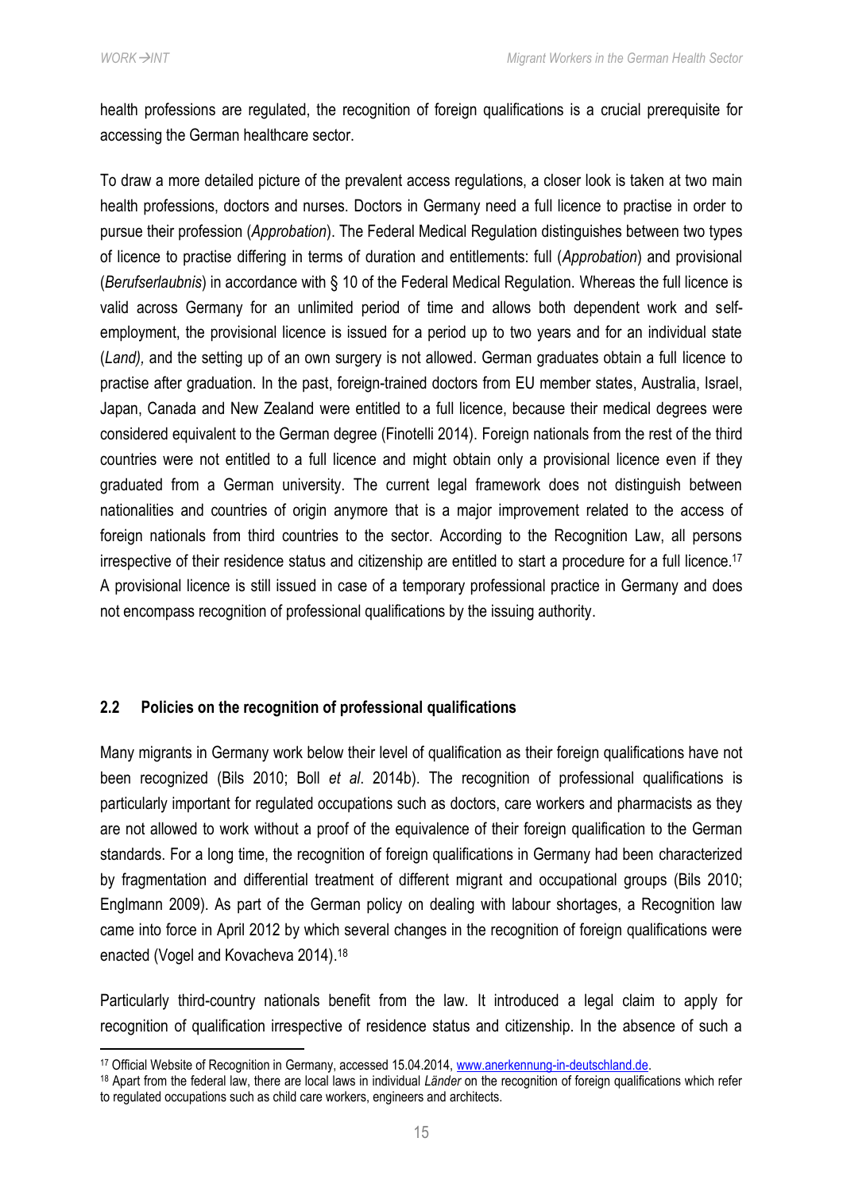health professions are regulated, the recognition of foreign qualifications is a crucial prerequisite for accessing the German healthcare sector.

To draw a more detailed picture of the prevalent access regulations, a closer look is taken at two main health professions, doctors and nurses. Doctors in Germany need a full licence to practise in order to pursue their profession (*Approbation*). The Federal Medical Regulation distinguishes between two types of licence to practise differing in terms of duration and entitlements: full (*Approbation*) and provisional (*Berufserlaubnis*) in accordance with § 10 of the Federal Medical Regulation. Whereas the full licence is valid across Germany for an unlimited period of time and allows both dependent work and self-employment, the provisional licence is issued for a period up to two years and for an individual state (*Land),* and the setting up of an own surgery is not allowed. German graduates obtain a full licence to practise after graduation. In the past, foreign-trained doctors from EU member states, Australia, Israel, Japan, Canada and New Zealand were entitled to a full licence, because their medical degrees were considered equivalent to the German degree (Finotelli 2014). Foreign nationals from the rest of the third countries were not entitled to a full licence and might obtain only a provisional licence even if they graduated from a German university. The current legal framework does not distinguish between nationalities and countries of origin anymore that is a major improvement related to the access of foreign nationals from third countries to the sector. According to the Recognition Law, all persons irrespective of their residence status and citizenship are entitled to start a procedure for a full licence.[17] A provisional licence is still issued in case of a temporary professional practice in Germany and does not encompass recognition of professional qualifications by the issuing authority.

## 2.2 Policies on the recognition of professional qualifications

Many migrants in Germany work below their level of qualification as their foreign qualifications have not been recognized (Bils 2010; Boll *et al*. 2014b). The recognition of professional qualifications is particularly important for regulated occupations such as doctors, care workers and pharmacists as they are not allowed to work without a proof of the equivalence of their foreign qualification to the German standards. For a long time, the recognition of foreign qualifications in Germany had been characterized by fragmentation and differential treatment of different migrant and occupational groups (Bils 2010; Englmann 2009). As part of the German policy on dealing with labour shortages, a Recognition law came into force in April 2012 by which several changes in the recognition of foreign qualifications were enacted (Vogel and Kovacheva 2014).[18]

Particularly third-country nationals benefit from the law. It introduced a legal claim to apply for recognition of qualification irrespective of residence status and citizenship. In the absence of such a

---

[17] Official Website of Recognition in Germany, accessed 15.04.2014, www.anerkennung-in-deutschland.de.

[18] Apart from the federal law, there are local laws in individual *Länder* on the recognition of foreign qualifications which refer to regulated occupations such as child care workers, engineers and architects.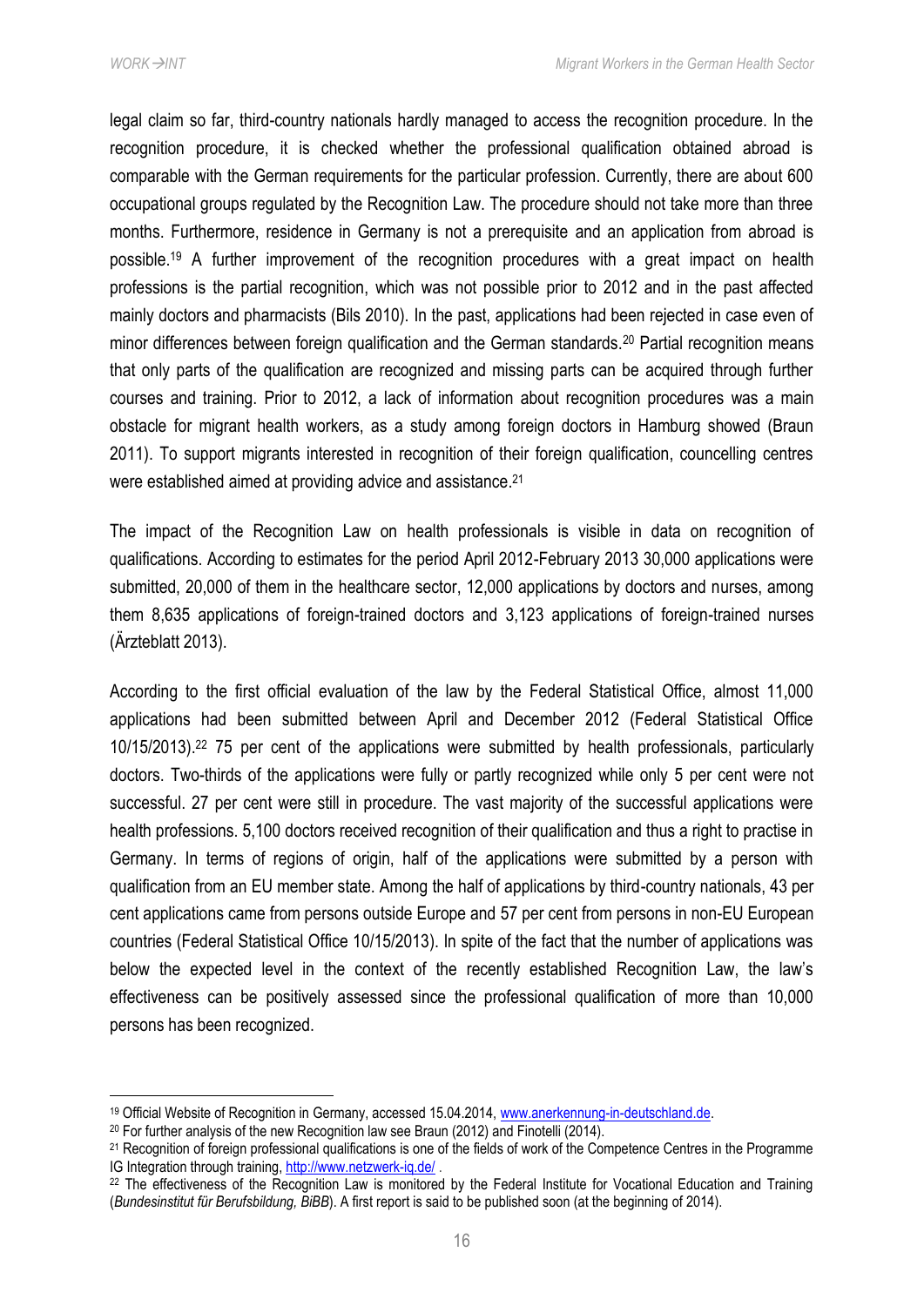legal claim so far, third-country nationals hardly managed to access the recognition procedure. In the recognition procedure, it is checked whether the professional qualification obtained abroad is comparable with the German requirements for the particular profession. Currently, there are about 600 occupational groups regulated by the Recognition Law. The procedure should not take more than three months. Furthermore, residence in Germany is not a prerequisite and an application from abroad is possible.[19] A further improvement of the recognition procedures with a great impact on health professions is the partial recognition, which was not possible prior to 2012 and in the past affected mainly doctors and pharmacists (Bils 2010). In the past, applications had been rejected in case even of minor differences between foreign qualification and the German standards.[20] Partial recognition means that only parts of the qualification are recognized and missing parts can be acquired through further courses and training. Prior to 2012, a lack of information about recognition procedures was a main obstacle for migrant health workers, as a study among foreign doctors in Hamburg showed (Braun 2011). To support migrants interested in recognition of their foreign qualification, councelling centres were established aimed at providing advice and assistance.[21]

The impact of the Recognition Law on health professionals is visible in data on recognition of qualifications. According to estimates for the period April 2012-February 2013 30,000 applications were submitted, 20,000 of them in the healthcare sector, 12,000 applications by doctors and nurses, among them 8,635 applications of foreign-trained doctors and 3,123 applications of foreign-trained nurses (Ärzteblatt 2013).

According to the first official evaluation of the law by the Federal Statistical Office, almost 11,000 applications had been submitted between April and December 2012 (Federal Statistical Office 10/15/2013).[22] 75 per cent of the applications were submitted by health professionals, particularly doctors. Two-thirds of the applications were fully or partly recognized while only 5 per cent were not successful. 27 per cent were still in procedure. The vast majority of the successful applications were health professions. 5,100 doctors received recognition of their qualification and thus a right to practise in Germany. In terms of regions of origin, half of the applications were submitted by a person with qualification from an EU member state. Among the half of applications by third-country nationals, 43 per cent applications came from persons outside Europe and 57 per cent from persons in non-EU European countries (Federal Statistical Office 10/15/2013). In spite of the fact that the number of applications was below the expected level in the context of the recently established Recognition Law, the law's effectiveness can be positively assessed since the professional qualification of more than 10,000 persons has been recognized.

---

[19] Official Website of Recognition in Germany, accessed 15.04.2014, www.anerkennung-in-deutschland.de.

[20] For further analysis of the new Recognition law see Braun (2012) and Finotelli (2014).

[21] Recognition of foreign professional qualifications is one of the fields of work of the Competence Centres in the Programme IG Integration through training, http://www.netzwerk-iq.de/ .

[22] The effectiveness of the Recognition Law is monitored by the Federal Institute for Vocational Education and Training (*Bundesinstitut für Berufsbildung, BiBB*). A first report is said to be published soon (at the beginning of 2014).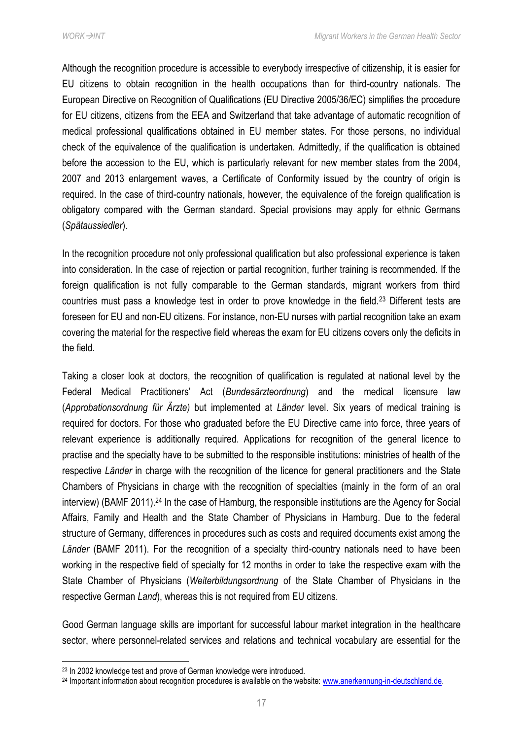Although the recognition procedure is accessible to everybody irrespective of citizenship, it is easier for EU citizens to obtain recognition in the health occupations than for third-country nationals. The European Directive on Recognition of Qualifications (EU Directive 2005/36/EC) simplifies the procedure for EU citizens, citizens from the EEA and Switzerland that take advantage of automatic recognition of medical professional qualifications obtained in EU member states. For those persons, no individual check of the equivalence of the qualification is undertaken. Admittedly, if the qualification is obtained before the accession to the EU, which is particularly relevant for new member states from the 2004, 2007 and 2013 enlargement waves, a Certificate of Conformity issued by the country of origin is required. In the case of third-country nationals, however, the equivalence of the foreign qualification is obligatory compared with the German standard. Special provisions may apply for ethnic Germans (*Spätaussiedler*).

In the recognition procedure not only professional qualification but also professional experience is taken into consideration. In the case of rejection or partial recognition, further training is recommended. If the foreign qualification is not fully comparable to the German standards, migrant workers from third countries must pass a knowledge test in order to prove knowledge in the field.[23] Different tests are foreseen for EU and non-EU citizens. For instance, non-EU nurses with partial recognition take an exam covering the material for the respective field whereas the exam for EU citizens covers only the deficits in the field.

Taking a closer look at doctors, the recognition of qualification is regulated at national level by the Federal Medical Practitioners' Act (*Bundesärzteordnung*) and the medical licensure law (*Approbationsordnung für Ärzte)* but implemented at *Länder* level. Six years of medical training is required for doctors. For those who graduated before the EU Directive came into force, three years of relevant experience is additionally required. Applications for recognition of the general licence to practise and the specialty have to be submitted to the responsible institutions: ministries of health of the respective *Länder* in charge with the recognition of the licence for general practitioners and the State Chambers of Physicians in charge with the recognition of specialties (mainly in the form of an oral interview) (BAMF 2011).[24] In the case of Hamburg, the responsible institutions are the Agency for Social Affairs, Family and Health and the State Chamber of Physicians in Hamburg. Due to the federal structure of Germany, differences in procedures such as costs and required documents exist among the *Länder* (BAMF 2011). For the recognition of a specialty third-country nationals need to have been working in the respective field of specialty for 12 months in order to take the respective exam with the State Chamber of Physicians (*Weiterbildungsordnung* of the State Chamber of Physicians in the respective German *Land*), whereas this is not required from EU citizens.

Good German language skills are important for successful labour market integration in the healthcare sector, where personnel-related services and relations and technical vocabulary are essential for the

---

[23] In 2002 knowledge test and prove of German knowledge were introduced.

[24] Important information about recognition procedures is available on the website: www.anerkennung-in-deutschland.de.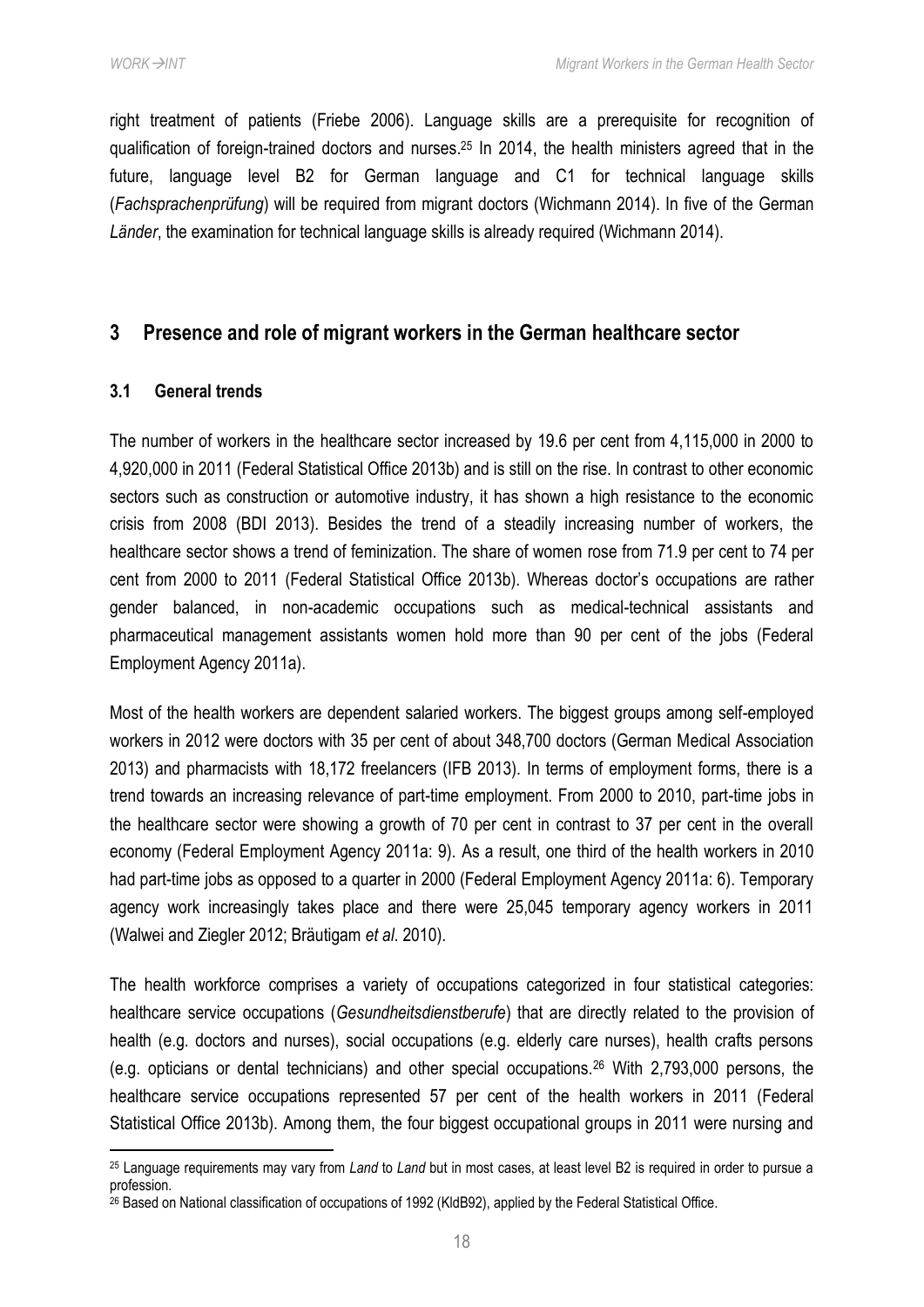right treatment of patients (Friebe 2006). Language skills are a prerequisite for recognition of qualification of foreign-trained doctors and nurses.[25] In 2014, the health ministers agreed that in the future, language level B2 for German language and C1 for technical language skills (*Fachsprachenprüfung*) will be required from migrant doctors (Wichmann 2014). In five of the German *Länder*, the examination for technical language skills is already required (Wichmann 2014).

## 3 Presence and role of migrant workers in the German healthcare sector

### 3.1 General trends

The number of workers in the healthcare sector increased by 19.6 per cent from 4,115,000 in 2000 to 4,920,000 in 2011 (Federal Statistical Office 2013b) and is still on the rise. In contrast to other economic sectors such as construction or automotive industry, it has shown a high resistance to the economic crisis from 2008 (BDI 2013). Besides the trend of a steadily increasing number of workers, the healthcare sector shows a trend of feminization. The share of women rose from 71.9 per cent to 74 per cent from 2000 to 2011 (Federal Statistical Office 2013b). Whereas doctor's occupations are rather gender balanced, in non-academic occupations such as medical-technical assistants and pharmaceutical management assistants women hold more than 90 per cent of the jobs (Federal Employment Agency 2011a).

Most of the health workers are dependent salaried workers. The biggest groups among self-employed workers in 2012 were doctors with 35 per cent of about 348,700 doctors (German Medical Association 2013) and pharmacists with 18,172 freelancers (IFB 2013). In terms of employment forms, there is a trend towards an increasing relevance of part-time employment. From 2000 to 2010, part-time jobs in the healthcare sector were showing a growth of 70 per cent in contrast to 37 per cent in the overall economy (Federal Employment Agency 2011a: 9). As a result, one third of the health workers in 2010 had part-time jobs as opposed to a quarter in 2000 (Federal Employment Agency 2011a: 6). Temporary agency work increasingly takes place and there were 25,045 temporary agency workers in 2011 (Walwei and Ziegler 2012; Bräutigam *et al*. 2010).

The health workforce comprises a variety of occupations categorized in four statistical categories: healthcare service occupations (*Gesundheitsdienstberufe*) that are directly related to the provision of health (e.g. doctors and nurses), social occupations (e.g. elderly care nurses), health crafts persons (e.g. opticians or dental technicians) and other special occupations.[26] With 2,793,000 persons, the healthcare service occupations represented 57 per cent of the health workers in 2011 (Federal Statistical Office 2013b). Among them, the four biggest occupational groups in 2011 were nursing and

---

[25] Language requirements may vary from *Land* to *Land* but in most cases, at least level B2 is required in order to pursue a profession.

[26] Based on National classification of occupations of 1992 (KldB92), applied by the Federal Statistical Office.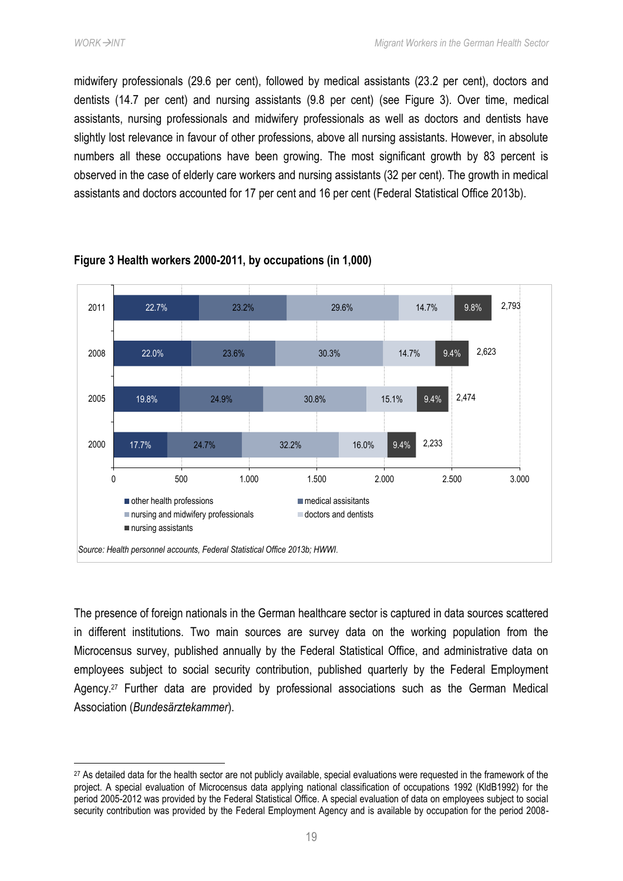midwifery professionals (29.6 per cent), followed by medical assistants (23.2 per cent), doctors and dentists (14.7 per cent) and nursing assistants (9.8 per cent) (see Figure 3). Over time, medical assistants, nursing professionals and midwifery professionals as well as doctors and dentists have slightly lost relevance in favour of other professions, above all nursing assistants. However, in absolute numbers all these occupations have been growing. The most significant growth by 83 percent is observed in the case of elderly care workers and nursing assistants (32 per cent). The growth in medical assistants and doctors accounted for 17 per cent and 16 per cent (Federal Statistical Office 2013b).

**Figure 3 Health workers 2000-2011, by occupations (in 1,000)**

| Year | other health professions | medical assistants | nursing and midwifery professionals | doctors and dentists | nursing assistants | Total |
|---|---|---|---|---|---|---|
| 2011 | 22.7% | 23.2% | 29.6% | 14.7% | 9.8% | 2,793 |
| 2008 | 22.0% | 23.6% | 30.3% | 14.7% | 9.4% | 2,623 |
| 2005 | 19.8% | 24.9% | 30.8% | 15.1% | 9.4% | 2,474 |
| 2000 | 17.7% | 24.7% | 32.2% | 16.0% | 9.4% | 2,233 |

*Source: Health personnel accounts, Federal Statistical Office 2013b; HWWI.*

The presence of foreign nationals in the German healthcare sector is captured in data sources scattered in different institutions. Two main sources are survey data on the working population from the Microcensus survey, published annually by the Federal Statistical Office, and administrative data on employees subject to social security contribution, published quarterly by the Federal Employment Agency.[27] Further data are provided by professional associations such as the German Medical Association (*Bundesärztekammer*).

[27] As detailed data for the health sector are not publicly available, special evaluations were requested in the framework of the project. A special evaluation of Microcensus data applying national classification of occupations 1992 (KldB1992) for the period 2005-2012 was provided by the Federal Statistical Office. A special evaluation of data on employees subject to social security contribution was provided by the Federal Employment Agency and is available by occupation for the period 2008-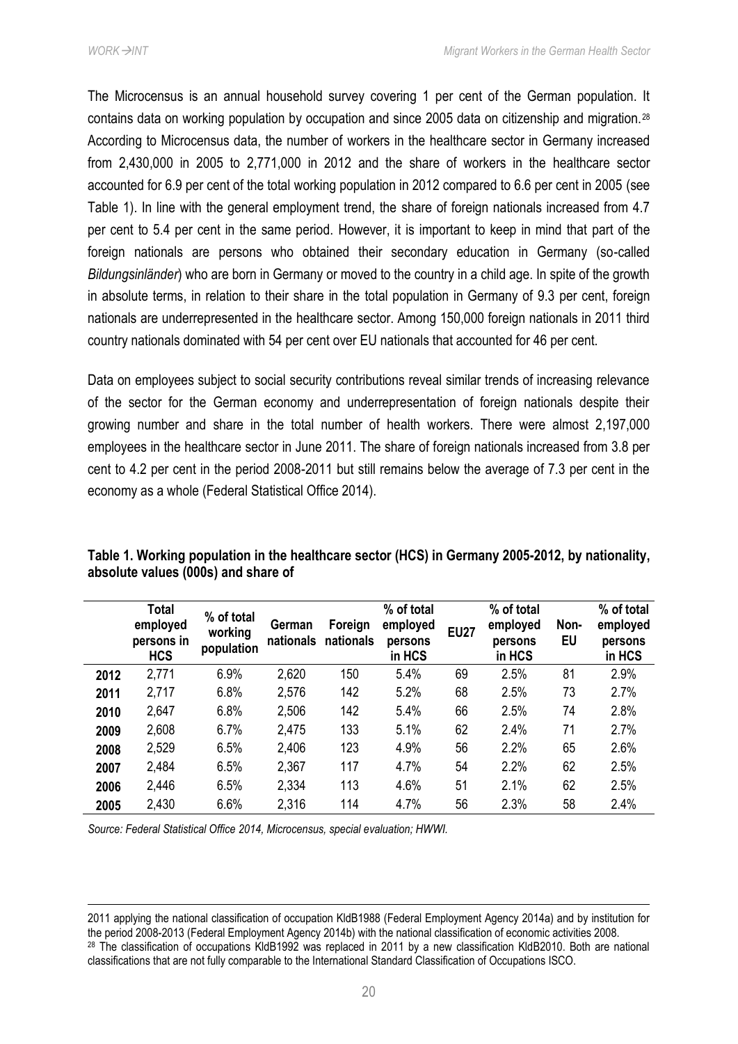The Microcensus is an annual household survey covering 1 per cent of the German population. It contains data on working population by occupation and since 2005 data on citizenship and migration.[28] According to Microcensus data, the number of workers in the healthcare sector in Germany increased from 2,430,000 in 2005 to 2,771,000 in 2012 and the share of workers in the healthcare sector accounted for 6.9 per cent of the total working population in 2012 compared to 6.6 per cent in 2005 (see Table 1). In line with the general employment trend, the share of foreign nationals increased from 4.7 per cent to 5.4 per cent in the same period. However, it is important to keep in mind that part of the foreign nationals are persons who obtained their secondary education in Germany (so-called *Bildungsinländer*) who are born in Germany or moved to the country in a child age. In spite of the growth in absolute terms, in relation to their share in the total population in Germany of 9.3 per cent, foreign nationals are underrepresented in the healthcare sector. Among 150,000 foreign nationals in 2011 third country nationals dominated with 54 per cent over EU nationals that accounted for 46 per cent.

Data on employees subject to social security contributions reveal similar trends of increasing relevance of the sector for the German economy and underrepresentation of foreign nationals despite their growing number and share in the total number of health workers. There were almost 2,197,000 employees in the healthcare sector in June 2011. The share of foreign nationals increased from 3.8 per cent to 4.2 per cent in the period 2008-2011 but still remains below the average of 7.3 per cent in the economy as a whole (Federal Statistical Office 2014).

**Table 1. Working population in the healthcare sector (HCS) in Germany 2005-2012, by nationality, absolute values (000s) and share of**

| | Total employed persons in HCS | % of total working population | German nationals | Foreign nationals | % of total employed persons in HCS | EU27 | % of total employed persons in HCS | Non-EU | % of total employed persons in HCS |
|---|---|---|---|---|---|---|---|---|---|
| **2012** | 2,771 | 6.9% | 2,620 | 150 | 5.4% | 69 | 2.5% | 81 | 2.9% |
| **2011** | 2,717 | 6.8% | 2,576 | 142 | 5.2% | 68 | 2.5% | 73 | 2.7% |
| **2010** | 2,647 | 6.8% | 2,506 | 142 | 5.4% | 66 | 2.5% | 74 | 2.8% |
| **2009** | 2,608 | 6.7% | 2,475 | 133 | 5.1% | 62 | 2.4% | 71 | 2.7% |
| **2008** | 2,529 | 6.5% | 2,406 | 123 | 4.9% | 56 | 2.2% | 65 | 2.6% |
| **2007** | 2,484 | 6.5% | 2,367 | 117 | 4.7% | 54 | 2.2% | 62 | 2.5% |
| **2006** | 2,446 | 6.5% | 2,334 | 113 | 4.6% | 51 | 2.1% | 62 | 2.5% |
| **2005** | 2,430 | 6.6% | 2,316 | 114 | 4.7% | 56 | 2.3% | 58 | 2.4% |

*Source: Federal Statistical Office 2014, Microcensus, special evaluation; HWWI.*

2011 applying the national classification of occupation KldB1988 (Federal Employment Agency 2014a) and by institution for the period 2008-2013 (Federal Employment Agency 2014b) with the national classification of economic activities 2008.

[28] The classification of occupations KldB1992 was replaced in 2011 by a new classification KldB2010. Both are national classifications that are not fully comparable to the International Standard Classification of Occupations ISCO.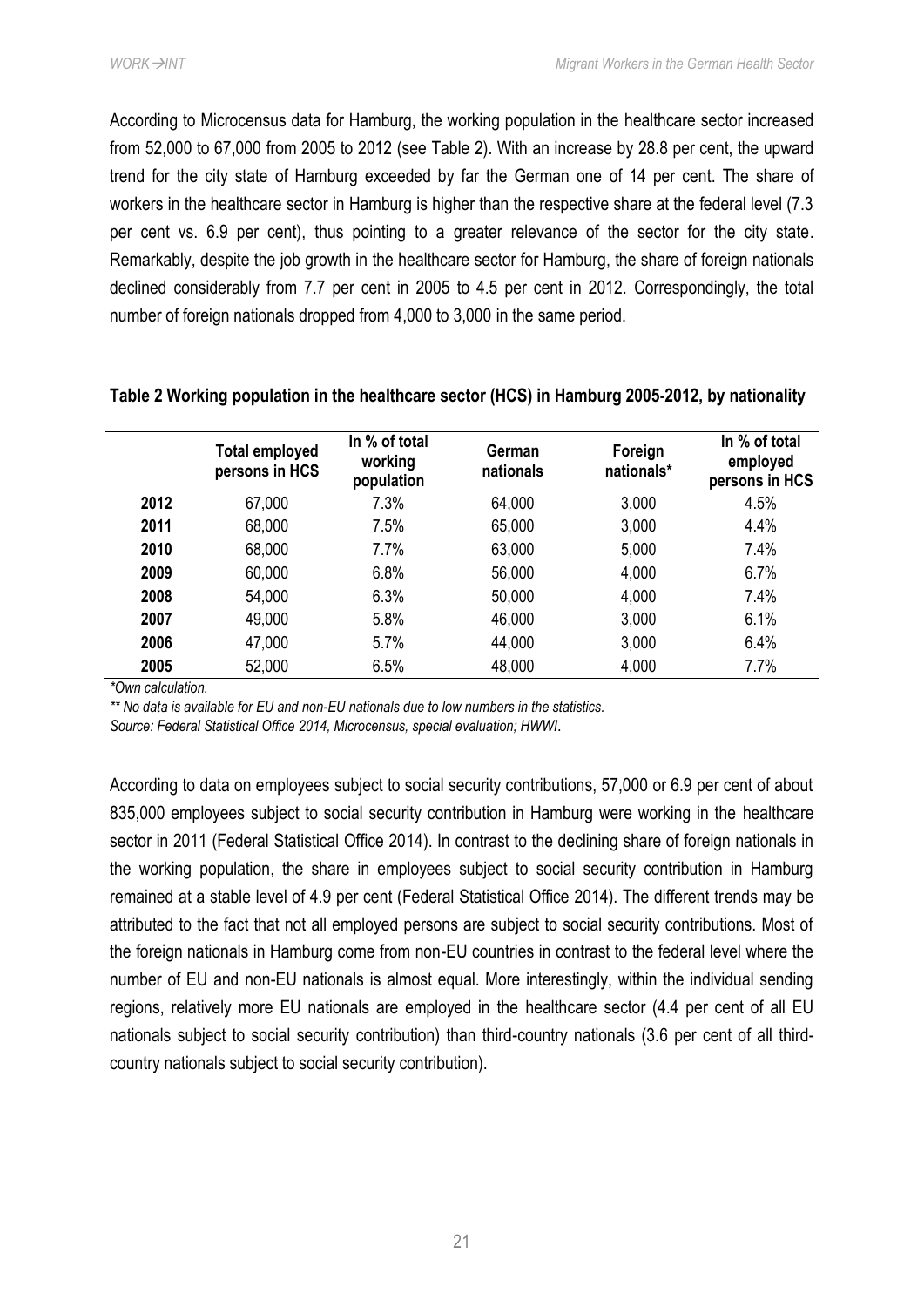According to Microcensus data for Hamburg, the working population in the healthcare sector increased from 52,000 to 67,000 from 2005 to 2012 (see Table 2). With an increase by 28.8 per cent, the upward trend for the city state of Hamburg exceeded by far the German one of 14 per cent. The share of workers in the healthcare sector in Hamburg is higher than the respective share at the federal level (7.3 per cent vs. 6.9 per cent), thus pointing to a greater relevance of the sector for the city state. Remarkably, despite the job growth in the healthcare sector for Hamburg, the share of foreign nationals declined considerably from 7.7 per cent in 2005 to 4.5 per cent in 2012. Correspondingly, the total number of foreign nationals dropped from 4,000 to 3,000 in the same period.

**Table 2 Working population in the healthcare sector (HCS) in Hamburg 2005-2012, by nationality**

| | Total employed persons in HCS | In % of total working population | German nationals | Foreign nationals* | In % of total employed persons in HCS |
|---|---|---|---|---|---|
| **2012** | 67,000 | 7.3% | 64,000 | 3,000 | 4.5% |
| **2011** | 68,000 | 7.5% | 65,000 | 3,000 | 4.4% |
| **2010** | 68,000 | 7.7% | 63,000 | 5,000 | 7.4% |
| **2009** | 60,000 | 6.8% | 56,000 | 4,000 | 6.7% |
| **2008** | 54,000 | 6.3% | 50,000 | 4,000 | 7.4% |
| **2007** | 49,000 | 5.8% | 46,000 | 3,000 | 6.1% |
| **2006** | 47,000 | 5.7% | 44,000 | 3,000 | 6.4% |
| **2005** | 52,000 | 6.5% | 48,000 | 4,000 | 7.7% |

*\*Own calculation.*

*\*\* No data is available for EU and non-EU nationals due to low numbers in the statistics.*

*Source: Federal Statistical Office 2014, Microcensus, special evaluation; HWWI.*

According to data on employees subject to social security contributions, 57,000 or 6.9 per cent of about 835,000 employees subject to social security contribution in Hamburg were working in the healthcare sector in 2011 (Federal Statistical Office 2014). In contrast to the declining share of foreign nationals in the working population, the share in employees subject to social security contribution in Hamburg remained at a stable level of 4.9 per cent (Federal Statistical Office 2014). The different trends may be attributed to the fact that not all employed persons are subject to social security contributions. Most of the foreign nationals in Hamburg come from non-EU countries in contrast to the federal level where the number of EU and non-EU nationals is almost equal. More interestingly, within the individual sending regions, relatively more EU nationals are employed in the healthcare sector (4.4 per cent of all EU nationals subject to social security contribution) than third-country nationals (3.6 per cent of all third-country nationals subject to social security contribution).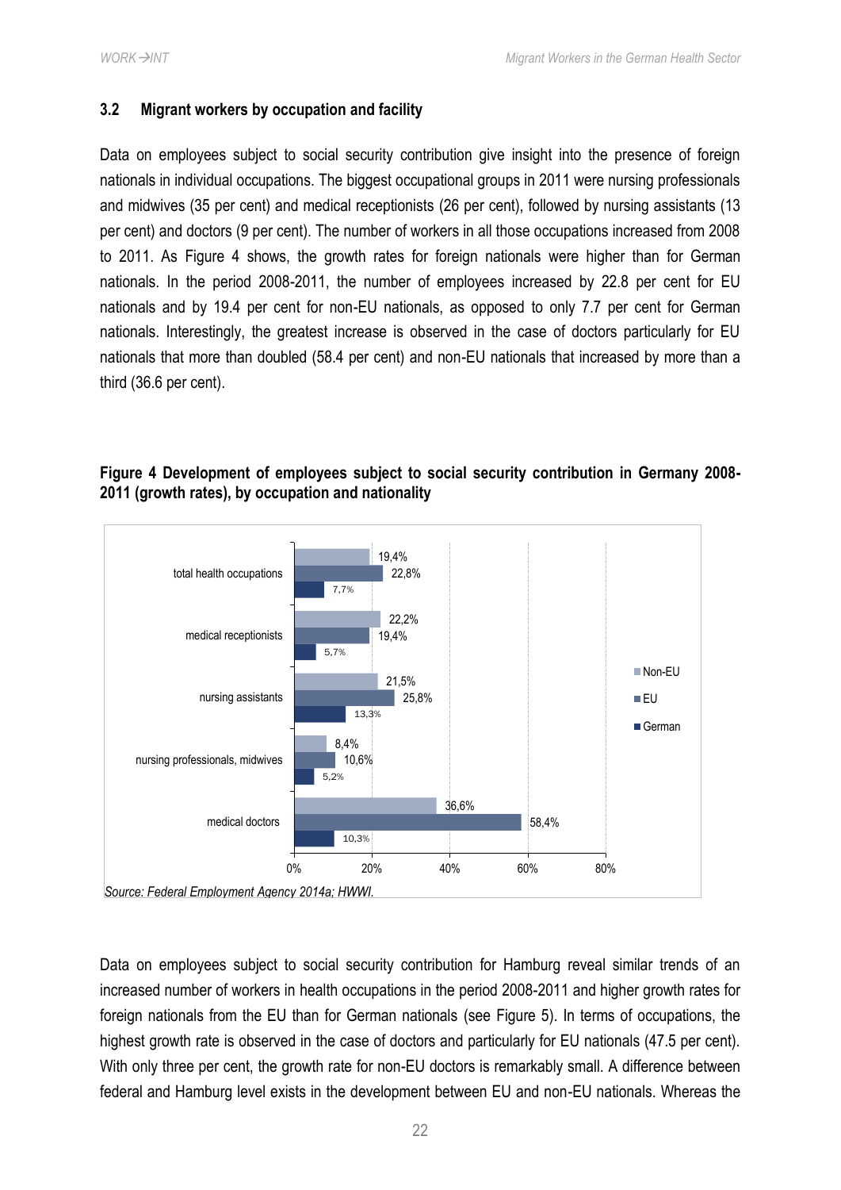### 3.2 Migrant workers by occupation and facility

Data on employees subject to social security contribution give insight into the presence of foreign nationals in individual occupations. The biggest occupational groups in 2011 were nursing professionals and midwives (35 per cent) and medical receptionists (26 per cent), followed by nursing assistants (13 per cent) and doctors (9 per cent). The number of workers in all those occupations increased from 2008 to 2011. As Figure 4 shows, the growth rates for foreign nationals were higher than for German nationals. In the period 2008-2011, the number of employees increased by 22.8 per cent for EU nationals and by 19.4 per cent for non-EU nationals, as opposed to only 7.7 per cent for German nationals. Interestingly, the greatest increase is observed in the case of doctors particularly for EU nationals that more than doubled (58.4 per cent) and non-EU nationals that increased by more than a third (36.6 per cent).

**Figure 4 Development of employees subject to social security contribution in Germany 2008-2011 (growth rates), by occupation and nationality**

| | Non-EU | EU | German |
|---|---|---|---|
| total health occupations | 19,4% | 22,8% | 7,7% |
| medical receptionists | 22,2% | 19,4% | 5,7% |
| nursing assistants | 21,5% | 25,8% | 13,3% |
| nursing professionals, midwives | 8,4% | 10,6% | 5,2% |
| medical doctors | 36,6% | 58,4% | 10,3% |

*Source: Federal Employment Agency 2014a; HWWI.*

Data on employees subject to social security contribution for Hamburg reveal similar trends of an increased number of workers in health occupations in the period 2008-2011 and higher growth rates for foreign nationals from the EU than for German nationals (see Figure 5). In terms of occupations, the highest growth rate is observed in the case of doctors and particularly for EU nationals (47.5 per cent). With only three per cent, the growth rate for non-EU doctors is remarkably small. A difference between federal and Hamburg level exists in the development between EU and non-EU nationals. Whereas the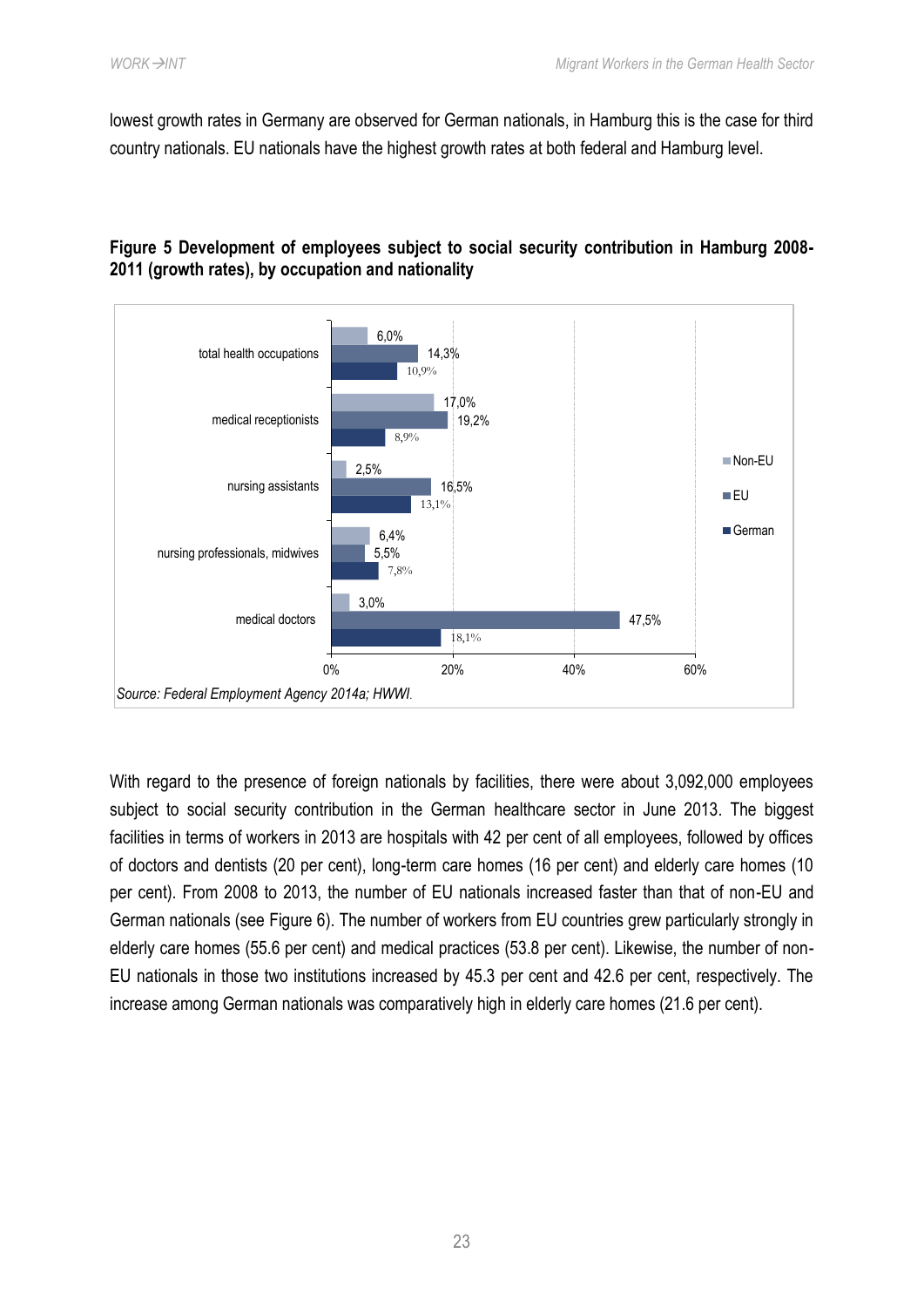lowest growth rates in Germany are observed for German nationals, in Hamburg this is the case for third country nationals. EU nationals have the highest growth rates at both federal and Hamburg level.

**Figure 5 Development of employees subject to social security contribution in Hamburg 2008-2011 (growth rates), by occupation and nationality**

| | Non-EU | EU | German |
|---|---|---|---|
| total health occupations | 6,0% | 14,3% | 10,9% |
| medical receptionists | 17,0% | 19,2% | 8,9% |
| nursing assistants | 2,5% | 16,5% | 13,1% |
| nursing professionals, midwives | 6,4% | 5,5% | 7,8% |
| medical doctors | 3,0% | 47,5% | 18,1% |

*Source: Federal Employment Agency 2014a; HWWI.*

With regard to the presence of foreign nationals by facilities, there were about 3,092,000 employees subject to social security contribution in the German healthcare sector in June 2013. The biggest facilities in terms of workers in 2013 are hospitals with 42 per cent of all employees, followed by offices of doctors and dentists (20 per cent), long-term care homes (16 per cent) and elderly care homes (10 per cent). From 2008 to 2013, the number of EU nationals increased faster than that of non-EU and German nationals (see Figure 6). The number of workers from EU countries grew particularly strongly in elderly care homes (55.6 per cent) and medical practices (53.8 per cent). Likewise, the number of non-EU nationals in those two institutions increased by 45.3 per cent and 42.6 per cent, respectively. The increase among German nationals was comparatively high in elderly care homes (21.6 per cent).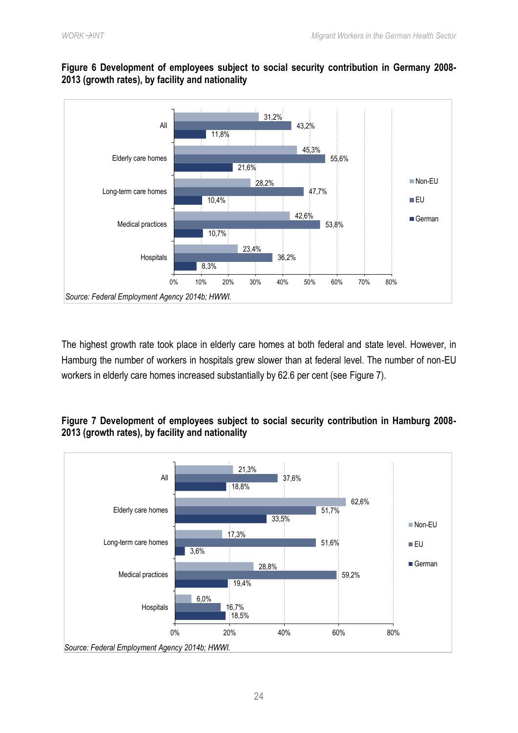**Figure 6 Development of employees subject to social security contribution in Germany 2008-2013 (growth rates), by facility and nationality**

| | Non-EU | EU | German |
|---|---|---|---|
| All | 31,2% | 43,2% | 11,8% |
| Elderly care homes | 45,3% | 55,6% | 21,6% |
| Long-term care homes | 28,2% | 47,7% | 10,4% |
| Medical practices | 42,6% | 53,8% | 10,7% |
| Hospitals | 23,4% | 36,2% | 8,3% |

*Source: Federal Employment Agency 2014b; HWWI.*

The highest growth rate took place in elderly care homes at both federal and state level. However, in Hamburg the number of workers in hospitals grew slower than at federal level. The number of non-EU workers in elderly care homes increased substantially by 62.6 per cent (see Figure 7).

**Figure 7 Development of employees subject to social security contribution in Hamburg 2008-2013 (growth rates), by facility and nationality**

| | Non-EU | EU | German |
|---|---|---|---|
| All | 21,3% | 37,6% | 18,8% |
| Elderly care homes | 62,6% | 51,7% | 33,5% |
| Long-term care homes | 17,3% | 51,6% | 3,6% |
| Medical practices | 28,8% | 59,2% | 19,4% |
| Hospitals | 6,0% | 16,7% | 18,5% |

*Source: Federal Employment Agency 2014b; HWWI.*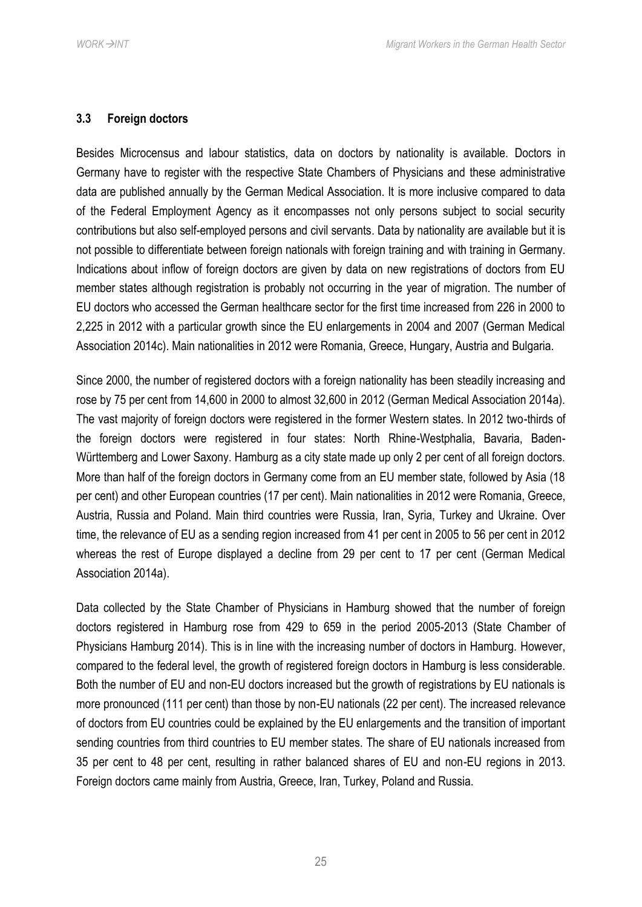### 3.3 Foreign doctors

Besides Microcensus and labour statistics, data on doctors by nationality is available. Doctors in Germany have to register with the respective State Chambers of Physicians and these administrative data are published annually by the German Medical Association. It is more inclusive compared to data of the Federal Employment Agency as it encompasses not only persons subject to social security contributions but also self-employed persons and civil servants. Data by nationality are available but it is not possible to differentiate between foreign nationals with foreign training and with training in Germany. Indications about inflow of foreign doctors are given by data on new registrations of doctors from EU member states although registration is probably not occurring in the year of migration. The number of EU doctors who accessed the German healthcare sector for the first time increased from 226 in 2000 to 2,225 in 2012 with a particular growth since the EU enlargements in 2004 and 2007 (German Medical Association 2014c). Main nationalities in 2012 were Romania, Greece, Hungary, Austria and Bulgaria.

Since 2000, the number of registered doctors with a foreign nationality has been steadily increasing and rose by 75 per cent from 14,600 in 2000 to almost 32,600 in 2012 (German Medical Association 2014a). The vast majority of foreign doctors were registered in the former Western states. In 2012 two-thirds of the foreign doctors were registered in four states: North Rhine-Westphalia, Bavaria, Baden-Württemberg and Lower Saxony. Hamburg as a city state made up only 2 per cent of all foreign doctors. More than half of the foreign doctors in Germany come from an EU member state, followed by Asia (18 per cent) and other European countries (17 per cent). Main nationalities in 2012 were Romania, Greece, Austria, Russia and Poland. Main third countries were Russia, Iran, Syria, Turkey and Ukraine. Over time, the relevance of EU as a sending region increased from 41 per cent in 2005 to 56 per cent in 2012 whereas the rest of Europe displayed a decline from 29 per cent to 17 per cent (German Medical Association 2014a).

Data collected by the State Chamber of Physicians in Hamburg showed that the number of foreign doctors registered in Hamburg rose from 429 to 659 in the period 2005-2013 (State Chamber of Physicians Hamburg 2014). This is in line with the increasing number of doctors in Hamburg. However, compared to the federal level, the growth of registered foreign doctors in Hamburg is less considerable. Both the number of EU and non-EU doctors increased but the growth of registrations by EU nationals is more pronounced (111 per cent) than those by non-EU nationals (22 per cent). The increased relevance of doctors from EU countries could be explained by the EU enlargements and the transition of important sending countries from third countries to EU member states. The share of EU nationals increased from 35 per cent to 48 per cent, resulting in rather balanced shares of EU and non-EU regions in 2013. Foreign doctors came mainly from Austria, Greece, Iran, Turkey, Poland and Russia.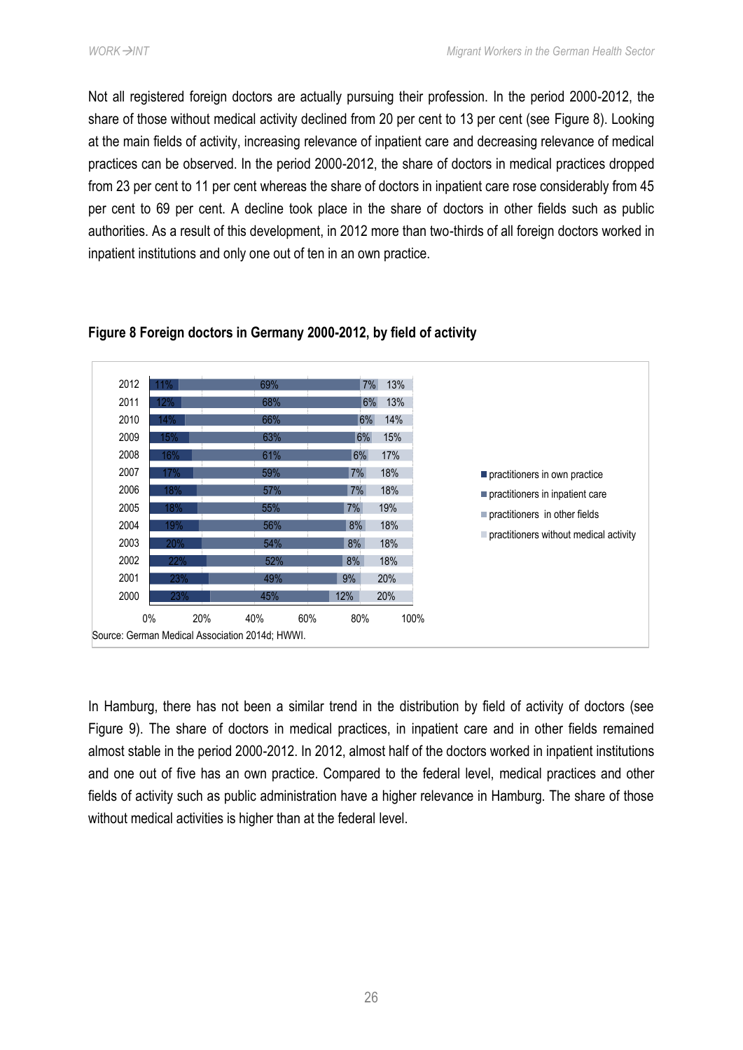Not all registered foreign doctors are actually pursuing their profession. In the period 2000-2012, the share of those without medical activity declined from 20 per cent to 13 per cent (see Figure 8). Looking at the main fields of activity, increasing relevance of inpatient care and decreasing relevance of medical practices can be observed. In the period 2000-2012, the share of doctors in medical practices dropped from 23 per cent to 11 per cent whereas the share of doctors in inpatient care rose considerably from 45 per cent to 69 per cent. A decline took place in the share of doctors in other fields such as public authorities. As a result of this development, in 2012 more than two-thirds of all foreign doctors worked in inpatient institutions and only one out of ten in an own practice.

**Figure 8 Foreign doctors in Germany 2000-2012, by field of activity**

| Year | practitioners in own practice | practitioners in inpatient care | practitioners in other fields | practitioners without medical activity |
|---|---|---|---|---|
| 2012 | 11% | 69% | 7% | 13% |
| 2011 | 12% | 68% | 6% | 13% |
| 2010 | 14% | 66% | 6% | 14% |
| 2009 | 15% | 63% | 6% | 15% |
| 2008 | 16% | 61% | 6% | 17% |
| 2007 | 17% | 59% | 7% | 18% |
| 2006 | 18% | 57% | 7% | 18% |
| 2005 | 18% | 55% | 7% | 19% |
| 2004 | 19% | 56% | 8% | 18% |
| 2003 | 20% | 54% | 8% | 18% |
| 2002 | 22% | 52% | 8% | 18% |
| 2001 | 23% | 49% | 9% | 20% |
| 2000 | 23% | 45% | 12% | 20% |

Source: German Medical Association 2014d; HWWI.

In Hamburg, there has not been a similar trend in the distribution by field of activity of doctors (see Figure 9). The share of doctors in medical practices, in inpatient care and in other fields remained almost stable in the period 2000-2012. In 2012, almost half of the doctors worked in inpatient institutions and one out of five has an own practice. Compared to the federal level, medical practices and other fields of activity such as public administration have a higher relevance in Hamburg. The share of those without medical activities is higher than at the federal level.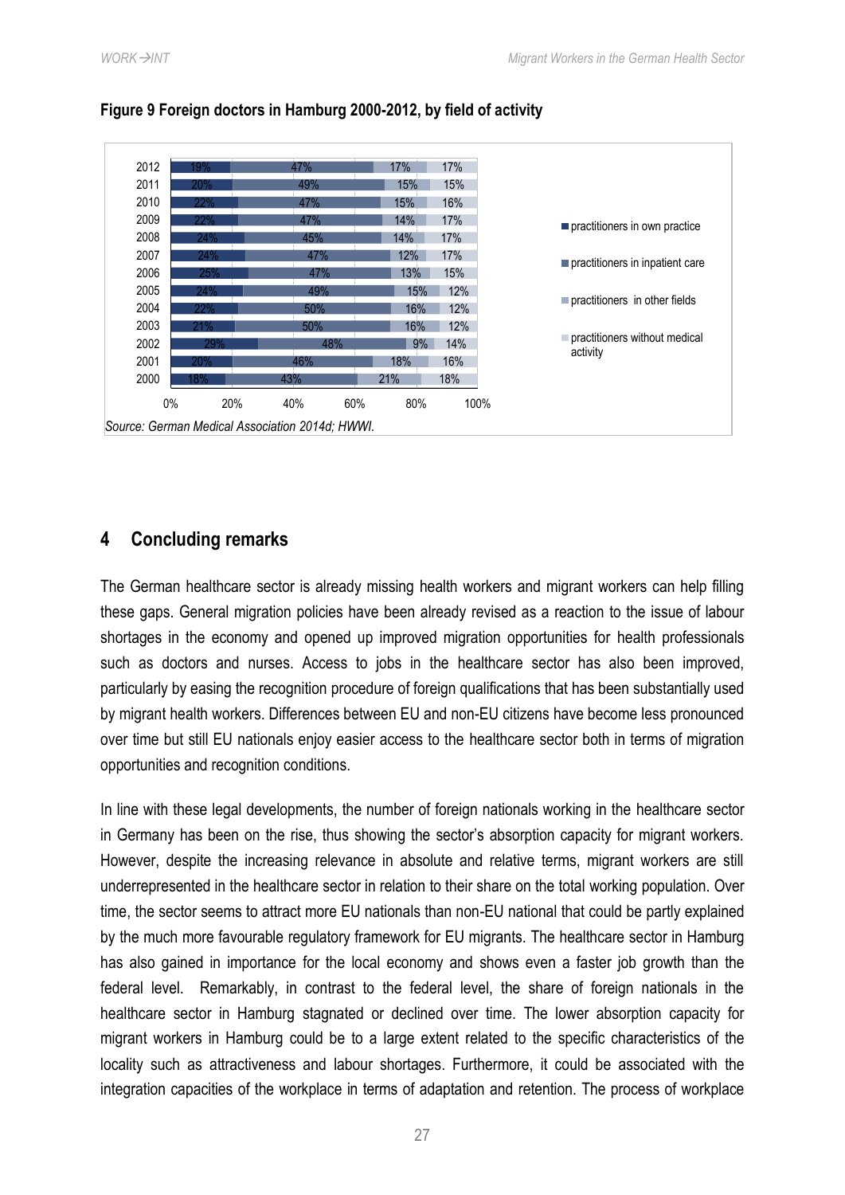**Figure 9 Foreign doctors in Hamburg 2000-2012, by field of activity**

| Year | practitioners in own practice | practitioners in inpatient care | practitioners in other fields | practitioners without medical activity |
|---|---|---|---|---|
| 2012 | 19% | 47% | 17% | 17% |
| 2011 | 20% | 49% | 15% | 15% |
| 2010 | 22% | 47% | 15% | 16% |
| 2009 | 22% | 47% | 14% | 17% |
| 2008 | 24% | 45% | 14% | 17% |
| 2007 | 24% | 47% | 12% | 17% |
| 2006 | 25% | 47% | 13% | 15% |
| 2005 | 24% | 49% | 15% | 12% |
| 2004 | 22% | 50% | 16% | 12% |
| 2003 | 21% | 50% | 16% | 12% |
| 2002 | 29% | 48% | 9% | 14% |
| 2001 | 20% | 46% | 18% | 16% |
| 2000 | 18% | 43% | 21% | 18% |

*Source: German Medical Association 2014d; HWWI.*

# 4 Concluding remarks

The German healthcare sector is already missing health workers and migrant workers can help filling these gaps. General migration policies have been already revised as a reaction to the issue of labour shortages in the economy and opened up improved migration opportunities for health professionals such as doctors and nurses. Access to jobs in the healthcare sector has also been improved, particularly by easing the recognition procedure of foreign qualifications that has been substantially used by migrant health workers. Differences between EU and non-EU citizens have become less pronounced over time but still EU nationals enjoy easier access to the healthcare sector both in terms of migration opportunities and recognition conditions.

In line with these legal developments, the number of foreign nationals working in the healthcare sector in Germany has been on the rise, thus showing the sector's absorption capacity for migrant workers. However, despite the increasing relevance in absolute and relative terms, migrant workers are still underrepresented in the healthcare sector in relation to their share on the total working population. Over time, the sector seems to attract more EU nationals than non-EU national that could be partly explained by the much more favourable regulatory framework for EU migrants. The healthcare sector in Hamburg has also gained in importance for the local economy and shows even a faster job growth than the federal level. Remarkably, in contrast to the federal level, the share of foreign nationals in the healthcare sector in Hamburg stagnated or declined over time. The lower absorption capacity for migrant workers in Hamburg could be to a large extent related to the specific characteristics of the locality such as attractiveness and labour shortages. Furthermore, it could be associated with the integration capacities of the workplace in terms of adaptation and retention. The process of workplace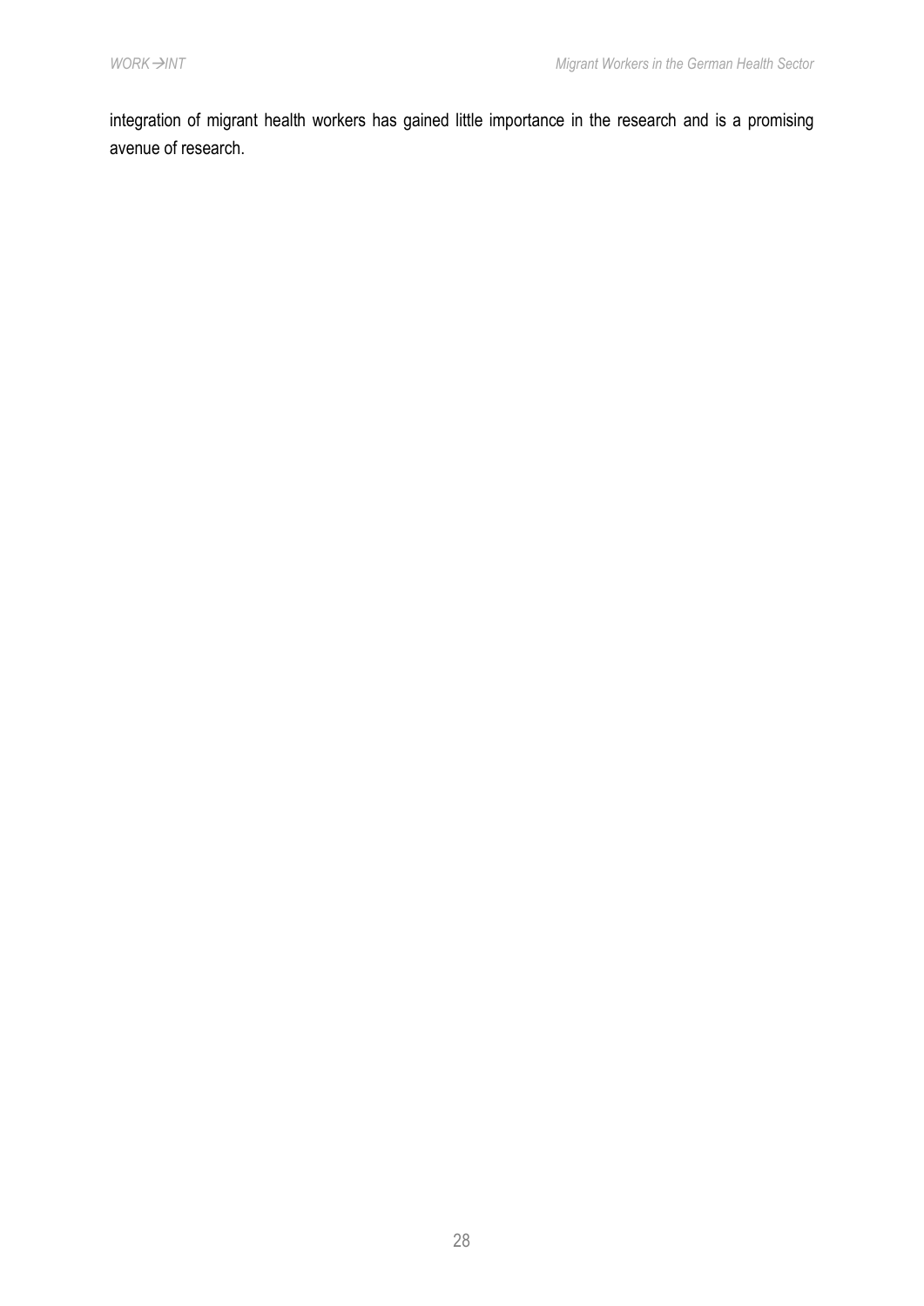integration of migrant health workers has gained little importance in the research and is a promising avenue of research.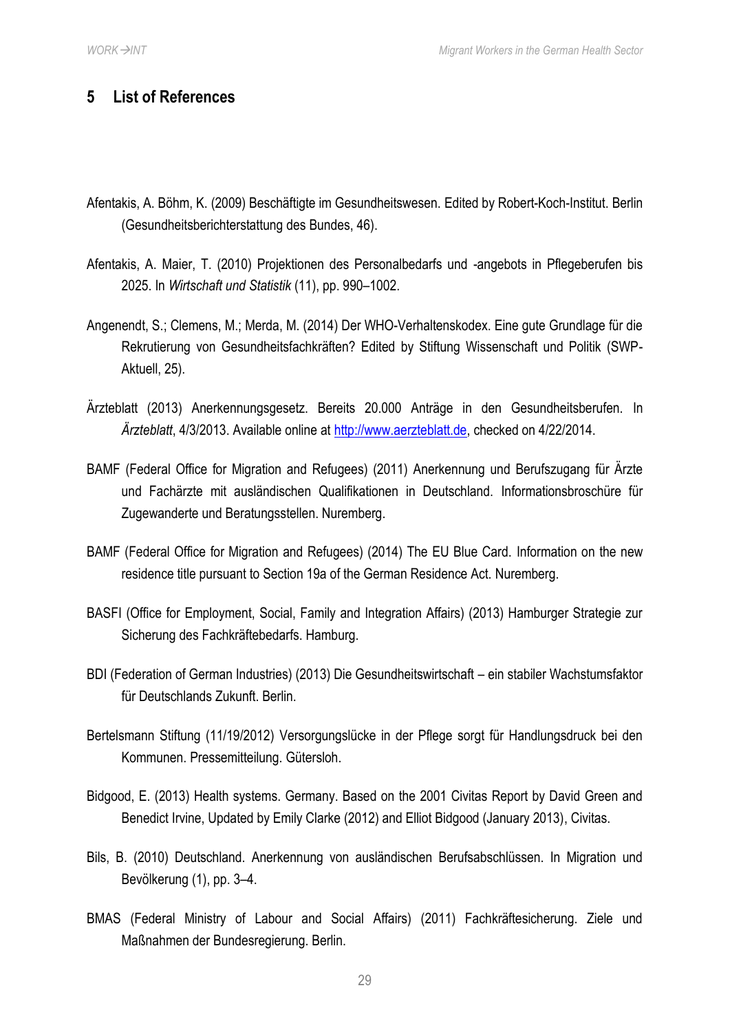## 5 List of References

Afentakis, A. Böhm, K. (2009) Beschäftigte im Gesundheitswesen. Edited by Robert-Koch-Institut. Berlin (Gesundheitsberichterstattung des Bundes, 46).

Afentakis, A. Maier, T. (2010) Projektionen des Personalbedarfs und -angebots in Pflegeberufen bis 2025. In *Wirtschaft und Statistik* (11), pp. 990–1002.

Angenendt, S.; Clemens, M.; Merda, M. (2014) Der WHO-Verhaltenskodex. Eine gute Grundlage für die Rekrutierung von Gesundheitsfachkräften? Edited by Stiftung Wissenschaft und Politik (SWP-Aktuell, 25).

Ärzteblatt (2013) Anerkennungsgesetz. Bereits 20.000 Anträge in den Gesundheitsberufen. In *Ärzteblatt*, 4/3/2013. Available online at http://www.aerzteblatt.de, checked on 4/22/2014.

BAMF (Federal Office for Migration and Refugees) (2011) Anerkennung und Berufszugang für Ärzte und Fachärzte mit ausländischen Qualifikationen in Deutschland. Informationsbroschüre für Zugewanderte und Beratungsstellen. Nuremberg.

BAMF (Federal Office for Migration and Refugees) (2014) The EU Blue Card. Information on the new residence title pursuant to Section 19a of the German Residence Act. Nuremberg.

BASFI (Office for Employment, Social, Family and Integration Affairs) (2013) Hamburger Strategie zur Sicherung des Fachkräftebedarfs. Hamburg.

BDI (Federation of German Industries) (2013) Die Gesundheitswirtschaft – ein stabiler Wachstumsfaktor für Deutschlands Zukunft. Berlin.

Bertelsmann Stiftung (11/19/2012) Versorgungslücke in der Pflege sorgt für Handlungsdruck bei den Kommunen. Pressemitteilung. Gütersloh.

Bidgood, E. (2013) Health systems. Germany. Based on the 2001 Civitas Report by David Green and Benedict Irvine, Updated by Emily Clarke (2012) and Elliot Bidgood (January 2013), Civitas.

Bils, B. (2010) Deutschland. Anerkennung von ausländischen Berufsabschlüssen. In Migration und Bevölkerung (1), pp. 3–4.

BMAS (Federal Ministry of Labour and Social Affairs) (2011) Fachkräftesicherung. Ziele und Maßnahmen der Bundesregierung. Berlin.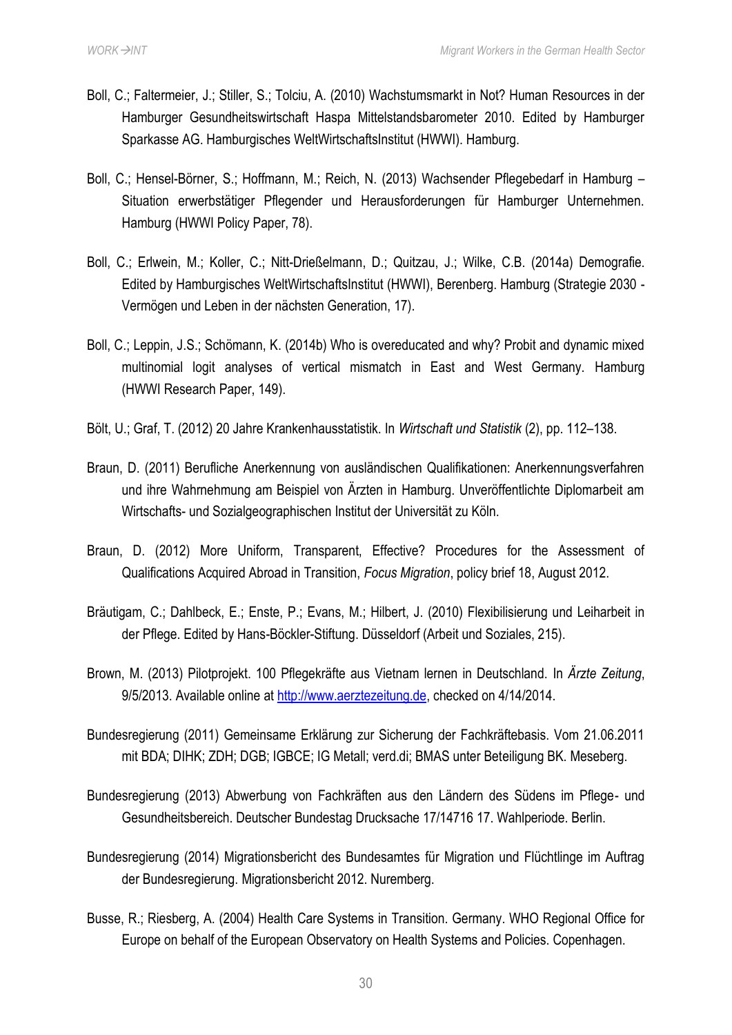Boll, C.; Faltermeier, J.; Stiller, S.; Tolciu, A. (2010) Wachstumsmarkt in Not? Human Resources in der Hamburger Gesundheitswirtschaft Haspa Mittelstandsbarometer 2010. Edited by Hamburger Sparkasse AG. Hamburgisches WeltWirtschaftsInstitut (HWWI). Hamburg.

Boll, C.; Hensel-Börner, S.; Hoffmann, M.; Reich, N. (2013) Wachsender Pflegebedarf in Hamburg – Situation erwerbstätiger Pflegender und Herausforderungen für Hamburger Unternehmen. Hamburg (HWWI Policy Paper, 78).

Boll, C.; Erlwein, M.; Koller, C.; Nitt-Drießelmann, D.; Quitzau, J.; Wilke, C.B. (2014a) Demografie. Edited by Hamburgisches WeltWirtschaftsInstitut (HWWI), Berenberg. Hamburg (Strategie 2030 - Vermögen und Leben in der nächsten Generation, 17).

Boll, C.; Leppin, J.S.; Schömann, K. (2014b) Who is overeducated and why? Probit and dynamic mixed multinomial logit analyses of vertical mismatch in East and West Germany. Hamburg (HWWI Research Paper, 149).

Bölt, U.; Graf, T. (2012) 20 Jahre Krankenhausstatistik. In *Wirtschaft und Statistik* (2), pp. 112–138.

Braun, D. (2011) Berufliche Anerkennung von ausländischen Qualifikationen: Anerkennungsverfahren und ihre Wahrnehmung am Beispiel von Ärzten in Hamburg. Unveröffentlichte Diplomarbeit am Wirtschafts- und Sozialgeographischen Institut der Universität zu Köln.

Braun, D. (2012) More Uniform, Transparent, Effective? Procedures for the Assessment of Qualifications Acquired Abroad in Transition, *Focus Migration*, policy brief 18, August 2012.

Bräutigam, C.; Dahlbeck, E.; Enste, P.; Evans, M.; Hilbert, J. (2010) Flexibilisierung und Leiharbeit in der Pflege. Edited by Hans-Böckler-Stiftung. Düsseldorf (Arbeit und Soziales, 215).

Brown, M. (2013) Pilotprojekt. 100 Pflegekräfte aus Vietnam lernen in Deutschland. In *Ärzte Zeitung*, 9/5/2013. Available online at http://www.aerztezeitung.de, checked on 4/14/2014.

Bundesregierung (2011) Gemeinsame Erklärung zur Sicherung der Fachkräftebasis. Vom 21.06.2011 mit BDA; DIHK; ZDH; DGB; IGBCE; IG Metall; verd.di; BMAS unter Beteiligung BK. Meseberg.

Bundesregierung (2013) Abwerbung von Fachkräften aus den Ländern des Südens im Pflege- und Gesundheitsbereich. Deutscher Bundestag Drucksache 17/14716 17. Wahlperiode. Berlin.

Bundesregierung (2014) Migrationsbericht des Bundesamtes für Migration und Flüchtlinge im Auftrag der Bundesregierung. Migrationsbericht 2012. Nuremberg.

Busse, R.; Riesberg, A. (2004) Health Care Systems in Transition. Germany. WHO Regional Office for Europe on behalf of the European Observatory on Health Systems and Policies. Copenhagen.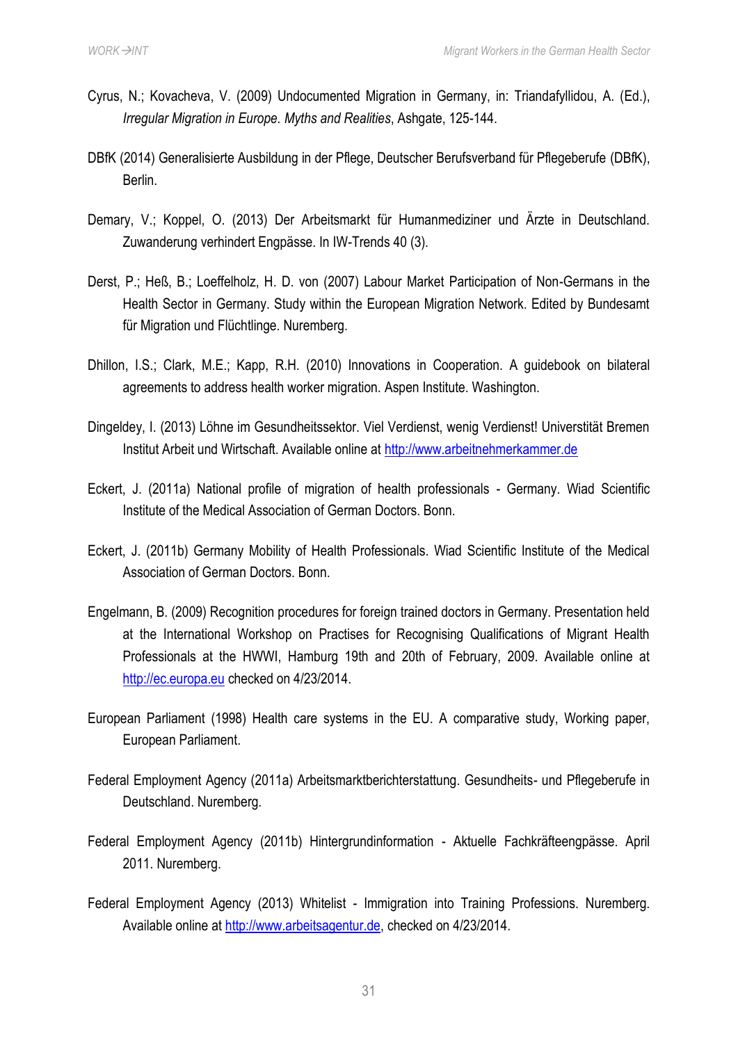Cyrus, N.; Kovacheva, V. (2009) Undocumented Migration in Germany, in: Triandafyllidou, A. (Ed.), *Irregular Migration in Europe. Myths and Realities*, Ashgate, 125-144.

DBfK (2014) Generalisierte Ausbildung in der Pflege, Deutscher Berufsverband für Pflegeberufe (DBfK), Berlin.

Demary, V.; Koppel, O. (2013) Der Arbeitsmarkt für Humanmediziner und Ärzte in Deutschland. Zuwanderung verhindert Engpässe. In IW-Trends 40 (3).

Derst, P.; Heß, B.; Loeffelholz, H. D. von (2007) Labour Market Participation of Non-Germans in the Health Sector in Germany. Study within the European Migration Network. Edited by Bundesamt für Migration und Flüchtlinge. Nuremberg.

Dhillon, I.S.; Clark, M.E.; Kapp, R.H. (2010) Innovations in Cooperation. A guidebook on bilateral agreements to address health worker migration. Aspen Institute. Washington.

Dingeldey, I. (2013) Löhne im Gesundheitssektor. Viel Verdienst, wenig Verdienst! Universtität Bremen Institut Arbeit und Wirtschaft. Available online at http://www.arbeitnehmerkammer.de

Eckert, J. (2011a) National profile of migration of health professionals - Germany. Wiad Scientific Institute of the Medical Association of German Doctors. Bonn.

Eckert, J. (2011b) Germany Mobility of Health Professionals. Wiad Scientific Institute of the Medical Association of German Doctors. Bonn.

Engelmann, B. (2009) Recognition procedures for foreign trained doctors in Germany. Presentation held at the International Workshop on Practises for Recognising Qualifications of Migrant Health Professionals at the HWWI, Hamburg 19th and 20th of February, 2009. Available online at http://ec.europa.eu checked on 4/23/2014.

European Parliament (1998) Health care systems in the EU. A comparative study, Working paper, European Parliament.

Federal Employment Agency (2011a) Arbeitsmarktberichterstattung. Gesundheits- und Pflegeberufe in Deutschland. Nuremberg.

Federal Employment Agency (2011b) Hintergrundinformation - Aktuelle Fachkräfteengpässe. April 2011. Nuremberg.

Federal Employment Agency (2013) Whitelist - Immigration into Training Professions. Nuremberg. Available online at http://www.arbeitsagentur.de, checked on 4/23/2014.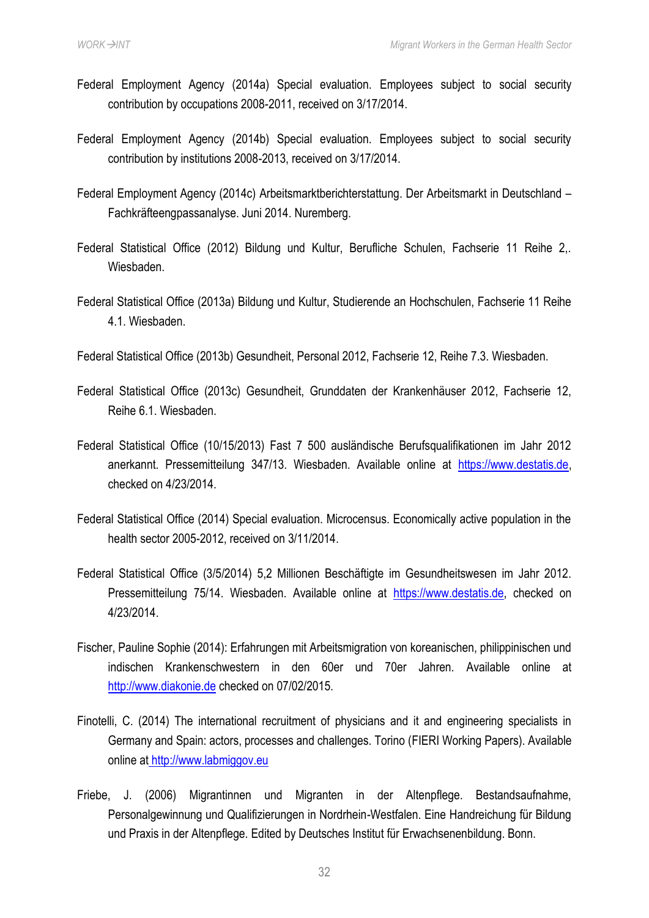Federal Employment Agency (2014a) Special evaluation. Employees subject to social security contribution by occupations 2008-2011, received on 3/17/2014.

Federal Employment Agency (2014b) Special evaluation. Employees subject to social security contribution by institutions 2008-2013, received on 3/17/2014.

Federal Employment Agency (2014c) Arbeitsmarktberichterstattung. Der Arbeitsmarkt in Deutschland – Fachkräfteengpassanalyse. Juni 2014. Nuremberg.

Federal Statistical Office (2012) Bildung und Kultur, Berufliche Schulen, Fachserie 11 Reihe 2,. Wiesbaden.

Federal Statistical Office (2013a) Bildung und Kultur, Studierende an Hochschulen, Fachserie 11 Reihe 4.1. Wiesbaden.

Federal Statistical Office (2013b) Gesundheit, Personal 2012, Fachserie 12, Reihe 7.3. Wiesbaden.

Federal Statistical Office (2013c) Gesundheit, Grunddaten der Krankenhäuser 2012, Fachserie 12, Reihe 6.1. Wiesbaden.

Federal Statistical Office (10/15/2013) Fast 7 500 ausländische Berufsqualifikationen im Jahr 2012 anerkannt. Pressemitteilung 347/13. Wiesbaden. Available online at https://www.destatis.de, checked on 4/23/2014.

Federal Statistical Office (2014) Special evaluation. Microcensus. Economically active population in the health sector 2005-2012, received on 3/11/2014.

Federal Statistical Office (3/5/2014) 5,2 Millionen Beschäftigte im Gesundheitswesen im Jahr 2012. Pressemitteilung 75/14. Wiesbaden. Available online at https://www.destatis.de, checked on 4/23/2014.

Fischer, Pauline Sophie (2014): Erfahrungen mit Arbeitsmigration von koreanischen, philippinischen und indischen Krankenschwestern in den 60er und 70er Jahren. Available online at http://www.diakonie.de checked on 07/02/2015.

Finotelli, C. (2014) The international recruitment of physicians and it and engineering specialists in Germany and Spain: actors, processes and challenges. Torino (FIERI Working Papers). Available online at http://www.labmiggov.eu

Friebe, J. (2006) Migrantinnen und Migranten in der Altenpflege. Bestandsaufnahme, Personalgewinnung und Qualifizierungen in Nordrhein-Westfalen. Eine Handreichung für Bildung und Praxis in der Altenpflege. Edited by Deutsches Institut für Erwachsenenbildung. Bonn.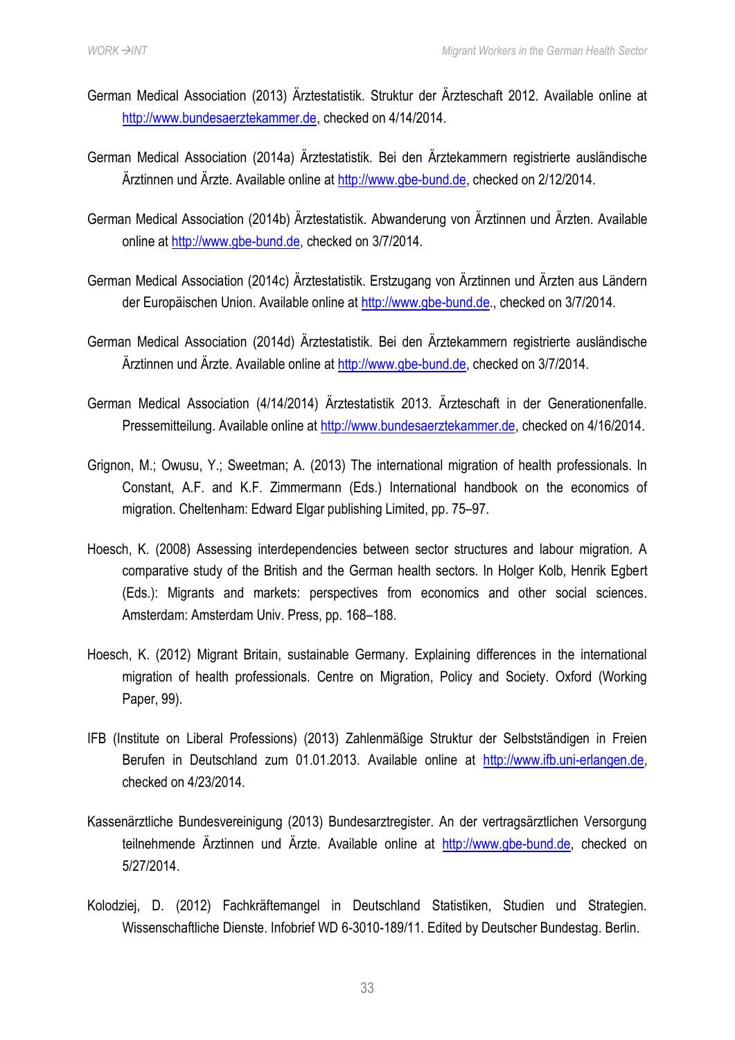German Medical Association (2013) Ärztestatistik. Struktur der Ärzteschaft 2012. Available online at http://www.bundesaerztekammer.de, checked on 4/14/2014.

German Medical Association (2014a) Ärztestatistik. Bei den Ärztekammern registrierte ausländische Ärztinnen und Ärzte. Available online at http://www.gbe-bund.de, checked on 2/12/2014.

German Medical Association (2014b) Ärztestatistik. Abwanderung von Ärztinnen und Ärzten. Available online at http://www.gbe-bund.de, checked on 3/7/2014.

German Medical Association (2014c) Ärztestatistik. Erstzugang von Ärztinnen und Ärzten aus Ländern der Europäischen Union. Available online at http://www.gbe-bund.de., checked on 3/7/2014.

German Medical Association (2014d) Ärztestatistik. Bei den Ärztekammern registrierte ausländische Ärztinnen und Ärzte. Available online at http://www.gbe-bund.de, checked on 3/7/2014.

German Medical Association (4/14/2014) Ärztestatistik 2013. Ärzteschaft in der Generationenfalle. Pressemitteilung. Available online at http://www.bundesaerztekammer.de, checked on 4/16/2014.

Grignon, M.; Owusu, Y.; Sweetman; A. (2013) The international migration of health professionals. In Constant, A.F. and K.F. Zimmermann (Eds.) International handbook on the economics of migration. Cheltenham: Edward Elgar publishing Limited, pp. 75–97.

Hoesch, K. (2008) Assessing interdependencies between sector structures and labour migration. A comparative study of the British and the German health sectors. In Holger Kolb, Henrik Egbert (Eds.): Migrants and markets: perspectives from economics and other social sciences. Amsterdam: Amsterdam Univ. Press, pp. 168–188.

Hoesch, K. (2012) Migrant Britain, sustainable Germany. Explaining differences in the international migration of health professionals. Centre on Migration, Policy and Society. Oxford (Working Paper, 99).

IFB (Institute on Liberal Professions) (2013) Zahlenmäßige Struktur der Selbstständigen in Freien Berufen in Deutschland zum 01.01.2013. Available online at http://www.ifb.uni-erlangen.de, checked on 4/23/2014.

Kassenärztliche Bundesvereinigung (2013) Bundesarztregister. An der vertragsärztlichen Versorgung teilnehmende Ärztinnen und Ärzte. Available online at http://www.gbe-bund.de, checked on 5/27/2014.

Kolodziej, D. (2012) Fachkräftemangel in Deutschland Statistiken, Studien und Strategien. Wissenschaftliche Dienste. Infobrief WD 6-3010-189/11. Edited by Deutscher Bundestag. Berlin.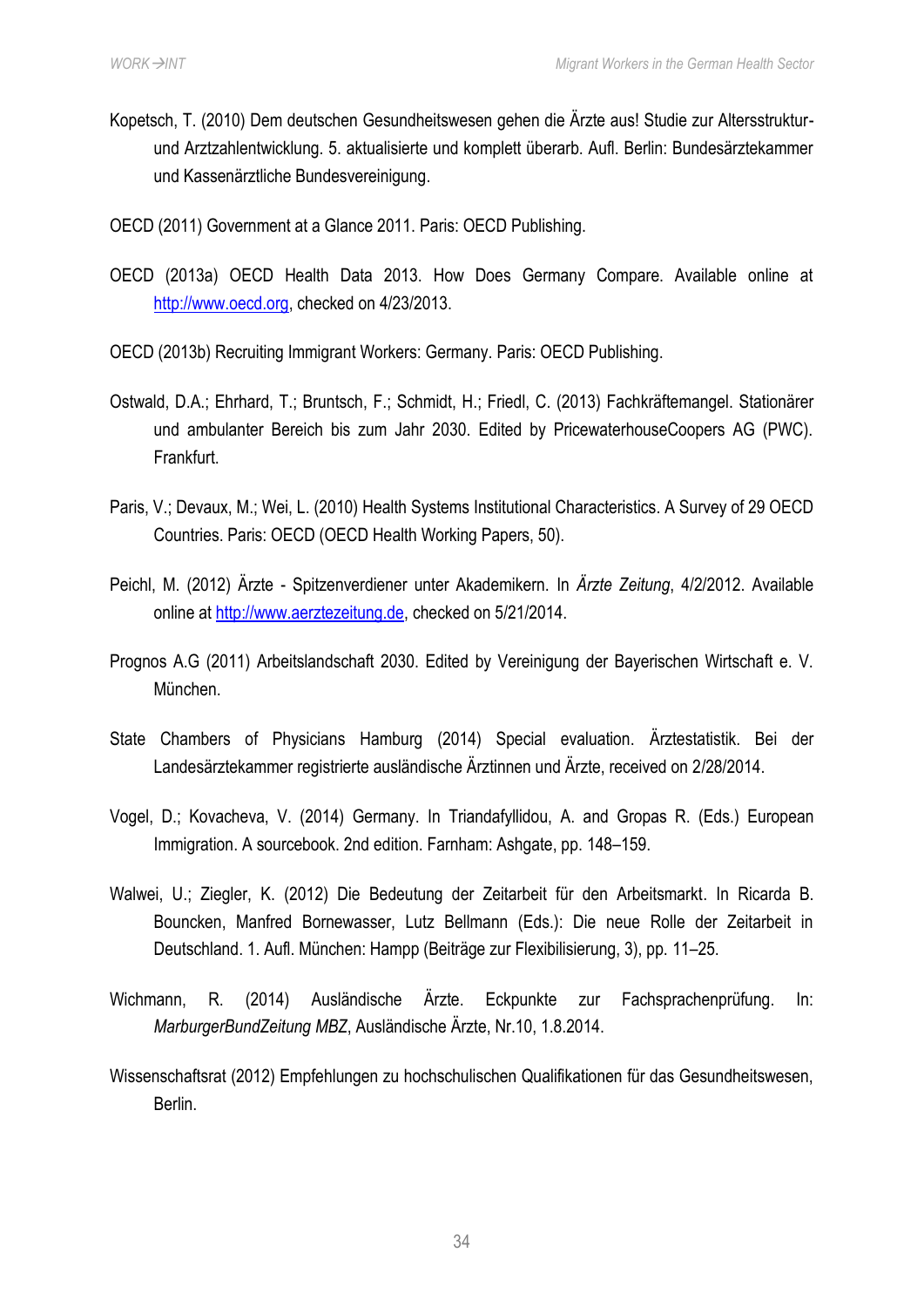Kopetsch, T. (2010) Dem deutschen Gesundheitswesen gehen die Ärzte aus! Studie zur Altersstruktur- und Arztzahlentwicklung. 5. aktualisierte und komplett überarb. Aufl. Berlin: Bundesärztekammer und Kassenärztliche Bundesvereinigung.

OECD (2011) Government at a Glance 2011. Paris: OECD Publishing.

OECD (2013a) OECD Health Data 2013. How Does Germany Compare. Available online at http://www.oecd.org, checked on 4/23/2013.

OECD (2013b) Recruiting Immigrant Workers: Germany. Paris: OECD Publishing.

Ostwald, D.A.; Ehrhard, T.; Bruntsch, F.; Schmidt, H.; Friedl, C. (2013) Fachkräftemangel. Stationärer und ambulanter Bereich bis zum Jahr 2030. Edited by PricewaterhouseCoopers AG (PWC). Frankfurt.

Paris, V.; Devaux, M.; Wei, L. (2010) Health Systems Institutional Characteristics. A Survey of 29 OECD Countries. Paris: OECD (OECD Health Working Papers, 50).

Peichl, M. (2012) Ärzte - Spitzenverdiener unter Akademikern. In *Ärzte Zeitung*, 4/2/2012. Available online at http://www.aerztezeitung.de, checked on 5/21/2014.

Prognos A.G (2011) Arbeitslandschaft 2030. Edited by Vereinigung der Bayerischen Wirtschaft e. V. München.

State Chambers of Physicians Hamburg (2014) Special evaluation. Ärztestatistik. Bei der Landesärztekammer registrierte ausländische Ärztinnen und Ärzte, received on 2/28/2014.

Vogel, D.; Kovacheva, V. (2014) Germany. In Triandafyllidou, A. and Gropas R. (Eds.) European Immigration. A sourcebook. 2nd edition. Farnham: Ashgate, pp. 148–159.

Walwei, U.; Ziegler, K. (2012) Die Bedeutung der Zeitarbeit für den Arbeitsmarkt. In Ricarda B. Bouncken, Manfred Bornewasser, Lutz Bellmann (Eds.): Die neue Rolle der Zeitarbeit in Deutschland. 1. Aufl. München: Hampp (Beiträge zur Flexibilisierung, 3), pp. 11–25.

Wichmann, R. (2014) Ausländische Ärzte. Eckpunkte zur Fachsprachenprüfung. In: *MarburgerBundZeitung MBZ*, Ausländische Ärzte, Nr.10, 1.8.2014.

Wissenschaftsrat (2012) Empfehlungen zu hochschulischen Qualifikationen für das Gesundheitswesen, Berlin.